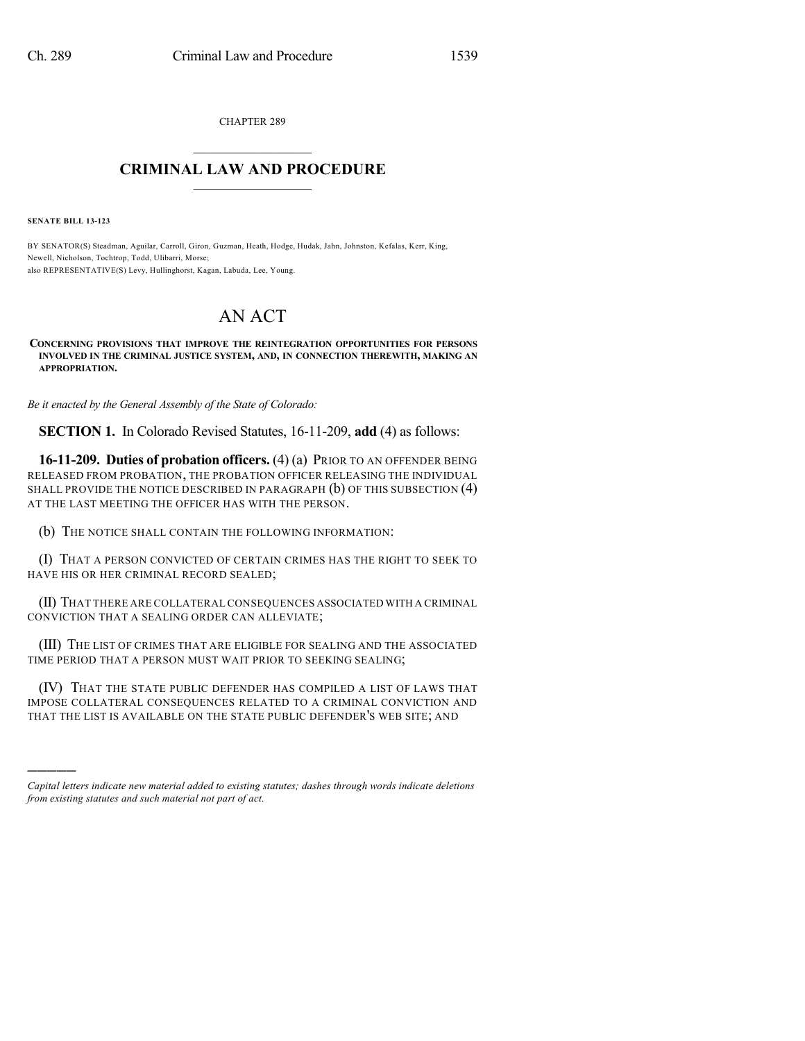CHAPTER 289

# CRIMINAL LAW AND PROCEDURE

**SENATE BILL 13-123**

BY SENATOR(S) Steadman, Aguilar, Carroll, Giron, Guzman, Heath, Hodge, Hudak, Jahn, Johnston, Kefalas, Kerr, King, Newell, Nicholson, Tochtrop, Todd, Ulibarri, Morse;
also REPRESENTATIVE(S) Levy, Hullinghorst, Kagan, Labuda, Lee, Young.

# AN ACT

**CONCERNING PROVISIONS THAT IMPROVE THE REINTEGRATION OPPORTUNITIES FOR PERSONS INVOLVED IN THE CRIMINAL JUSTICE SYSTEM, AND, IN CONNECTION THEREWITH, MAKING AN APPROPRIATION.**

*Be it enacted by the General Assembly of the State of Colorado:*

**SECTION 1.** In Colorado Revised Statutes, 16-11-209, **add** (4) as follows:

**16-11-209. Duties of probation officers.** (4) (a) PRIOR TO AN OFFENDER BEING RELEASED FROM PROBATION, THE PROBATION OFFICER RELEASING THE INDIVIDUAL SHALL PROVIDE THE NOTICE DESCRIBED IN PARAGRAPH (b) OF THIS SUBSECTION (4) AT THE LAST MEETING THE OFFICER HAS WITH THE PERSON.

(b) THE NOTICE SHALL CONTAIN THE FOLLOWING INFORMATION:

(I) THAT A PERSON CONVICTED OF CERTAIN CRIMES HAS THE RIGHT TO SEEK TO HAVE HIS OR HER CRIMINAL RECORD SEALED;

(II) THAT THERE ARE COLLATERAL CONSEQUENCES ASSOCIATED WITH A CRIMINAL CONVICTION THAT A SEALING ORDER CAN ALLEVIATE;

(III) THE LIST OF CRIMES THAT ARE ELIGIBLE FOR SEALING AND THE ASSOCIATED TIME PERIOD THAT A PERSON MUST WAIT PRIOR TO SEEKING SEALING;

(IV) THAT THE STATE PUBLIC DEFENDER HAS COMPILED A LIST OF LAWS THAT IMPOSE COLLATERAL CONSEQUENCES RELATED TO A CRIMINAL CONVICTION AND THAT THE LIST IS AVAILABLE ON THE STATE PUBLIC DEFENDER'S WEB SITE; AND

---

*Capital letters indicate new material added to existing statutes; dashes through words indicate deletions from existing statutes and such material not part of act.*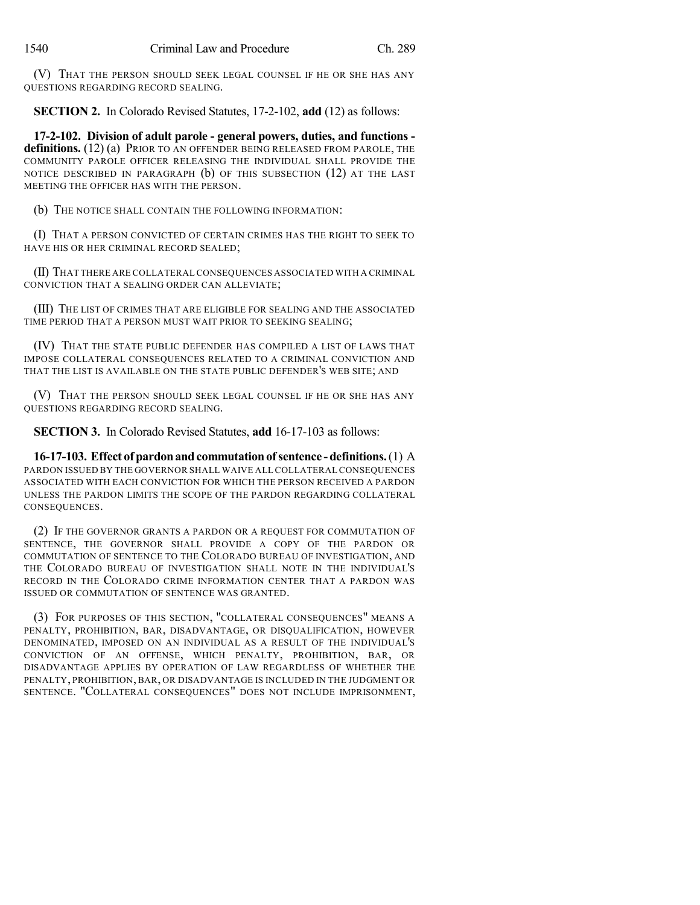(V) THAT THE PERSON SHOULD SEEK LEGAL COUNSEL IF HE OR SHE HAS ANY QUESTIONS REGARDING RECORD SEALING.

**SECTION 2.** In Colorado Revised Statutes, 17-2-102, **add** (12) as follows:

**17-2-102. Division of adult parole - general powers, duties, and functions - definitions.** (12) (a) PRIOR TO AN OFFENDER BEING RELEASED FROM PAROLE, THE COMMUNITY PAROLE OFFICER RELEASING THE INDIVIDUAL SHALL PROVIDE THE NOTICE DESCRIBED IN PARAGRAPH (b) OF THIS SUBSECTION (12) AT THE LAST MEETING THE OFFICER HAS WITH THE PERSON.

(b) THE NOTICE SHALL CONTAIN THE FOLLOWING INFORMATION:

(I) THAT A PERSON CONVICTED OF CERTAIN CRIMES HAS THE RIGHT TO SEEK TO HAVE HIS OR HER CRIMINAL RECORD SEALED;

(II) THAT THERE ARE COLLATERAL CONSEQUENCES ASSOCIATED WITH A CRIMINAL CONVICTION THAT A SEALING ORDER CAN ALLEVIATE;

(III) THE LIST OF CRIMES THAT ARE ELIGIBLE FOR SEALING AND THE ASSOCIATED TIME PERIOD THAT A PERSON MUST WAIT PRIOR TO SEEKING SEALING;

(IV) THAT THE STATE PUBLIC DEFENDER HAS COMPILED A LIST OF LAWS THAT IMPOSE COLLATERAL CONSEQUENCES RELATED TO A CRIMINAL CONVICTION AND THAT THE LIST IS AVAILABLE ON THE STATE PUBLIC DEFENDER'S WEB SITE; AND

(V) THAT THE PERSON SHOULD SEEK LEGAL COUNSEL IF HE OR SHE HAS ANY QUESTIONS REGARDING RECORD SEALING.

**SECTION 3.** In Colorado Revised Statutes, **add** 16-17-103 as follows:

**16-17-103. Effect of pardon and commutation of sentence - definitions.** (1) A PARDON ISSUED BY THE GOVERNOR SHALL WAIVE ALL COLLATERAL CONSEQUENCES ASSOCIATED WITH EACH CONVICTION FOR WHICH THE PERSON RECEIVED A PARDON UNLESS THE PARDON LIMITS THE SCOPE OF THE PARDON REGARDING COLLATERAL CONSEQUENCES.

(2) IF THE GOVERNOR GRANTS A PARDON OR A REQUEST FOR COMMUTATION OF SENTENCE, THE GOVERNOR SHALL PROVIDE A COPY OF THE PARDON OR COMMUTATION OF SENTENCE TO THE COLORADO BUREAU OF INVESTIGATION, AND THE COLORADO BUREAU OF INVESTIGATION SHALL NOTE IN THE INDIVIDUAL'S RECORD IN THE COLORADO CRIME INFORMATION CENTER THAT A PARDON WAS ISSUED OR COMMUTATION OF SENTENCE WAS GRANTED.

(3) FOR PURPOSES OF THIS SECTION, "COLLATERAL CONSEQUENCES" MEANS A PENALTY, PROHIBITION, BAR, DISADVANTAGE, OR DISQUALIFICATION, HOWEVER DENOMINATED, IMPOSED ON AN INDIVIDUAL AS A RESULT OF THE INDIVIDUAL'S CONVICTION OF AN OFFENSE, WHICH PENALTY, PROHIBITION, BAR, OR DISADVANTAGE APPLIES BY OPERATION OF LAW REGARDLESS OF WHETHER THE PENALTY, PROHIBITION, BAR, OR DISADVANTAGE IS INCLUDED IN THE JUDGMENT OR SENTENCE. "COLLATERAL CONSEQUENCES" DOES NOT INCLUDE IMPRISONMENT,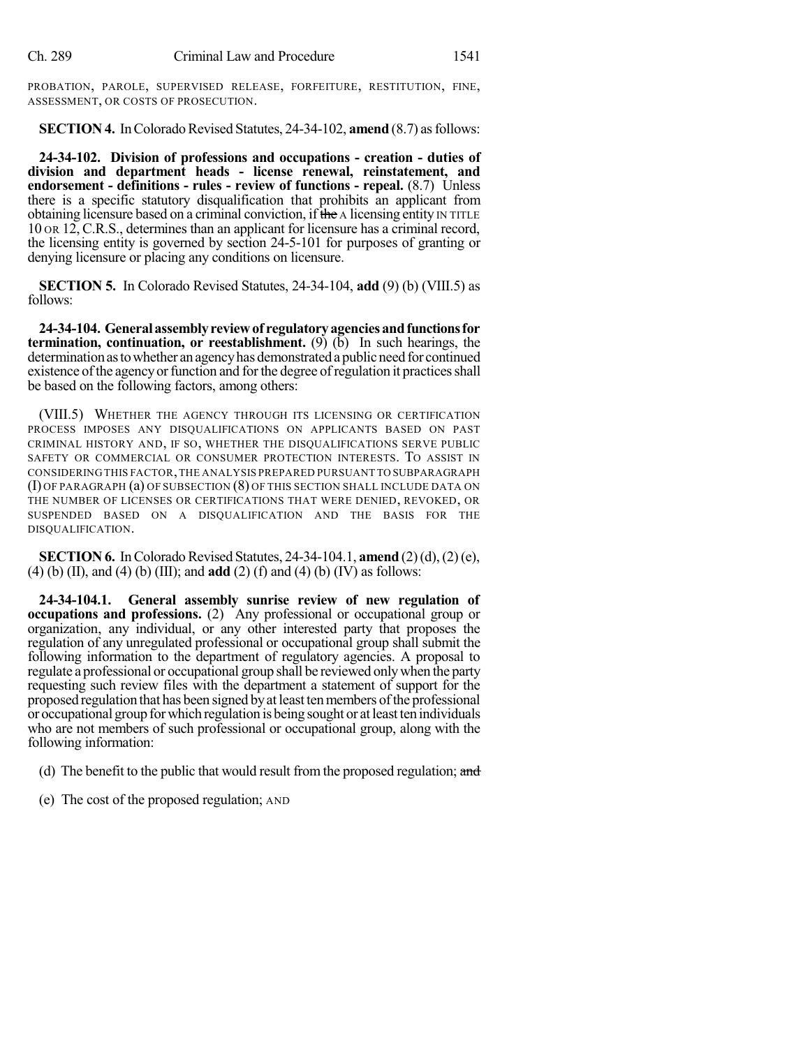PROBATION, PAROLE, SUPERVISED RELEASE, FORFEITURE, RESTITUTION, FINE, ASSESSMENT, OR COSTS OF PROSECUTION.

**SECTION 4.** In Colorado Revised Statutes, 24-34-102, **amend** (8.7) as follows:

**24-34-102. Division of professions and occupations - creation - duties of division and department heads - license renewal, reinstatement, and endorsement - definitions - rules - review of functions - repeal.** (8.7) Unless there is a specific statutory disqualification that prohibits an applicant from obtaining licensure based on a criminal conviction, if ~~the~~ A licensing entity IN TITLE 10 OR 12, C.R.S., determines than an applicant for licensure has a criminal record, the licensing entity is governed by section 24-5-101 for purposes of granting or denying licensure or placing any conditions on licensure.

**SECTION 5.** In Colorado Revised Statutes, 24-34-104, **add** (9) (b) (VIII.5) as follows:

**24-34-104. General assembly review of regulatory agencies and functions for termination, continuation, or reestablishment.** (9) (b) In such hearings, the determination as to whether an agency has demonstrated a public need for continued existence of the agency or function and for the degree of regulation it practices shall be based on the following factors, among others:

(VIII.5) WHETHER THE AGENCY THROUGH ITS LICENSING OR CERTIFICATION PROCESS IMPOSES ANY DISQUALIFICATIONS ON APPLICANTS BASED ON PAST CRIMINAL HISTORY AND, IF SO, WHETHER THE DISQUALIFICATIONS SERVE PUBLIC SAFETY OR COMMERCIAL OR CONSUMER PROTECTION INTERESTS. TO ASSIST IN CONSIDERING THIS FACTOR, THE ANALYSIS PREPARED PURSUANT TO SUBPARAGRAPH (I) OF PARAGRAPH (a) OF SUBSECTION (8) OF THIS SECTION SHALL INCLUDE DATA ON THE NUMBER OF LICENSES OR CERTIFICATIONS THAT WERE DENIED, REVOKED, OR SUSPENDED BASED ON A DISQUALIFICATION AND THE BASIS FOR THE DISQUALIFICATION.

**SECTION 6.** In Colorado Revised Statutes, 24-34-104.1, **amend** (2) (d), (2) (e), (4) (b) (II), and (4) (b) (III); and **add** (2) (f) and (4) (b) (IV) as follows:

**24-34-104.1. General assembly sunrise review of new regulation of occupations and professions.** (2) Any professional or occupational group or organization, any individual, or any other interested party that proposes the regulation of any unregulated professional or occupational group shall submit the following information to the department of regulatory agencies. A proposal to regulate a professional or occupational group shall be reviewed only when the party requesting such review files with the department a statement of support for the proposed regulation that has been signed by at least ten members of the professional or occupational group for which regulation is being sought or at least ten individuals who are not members of such professional or occupational group, along with the following information:

(d) The benefit to the public that would result from the proposed regulation; ~~and~~

(e) The cost of the proposed regulation; AND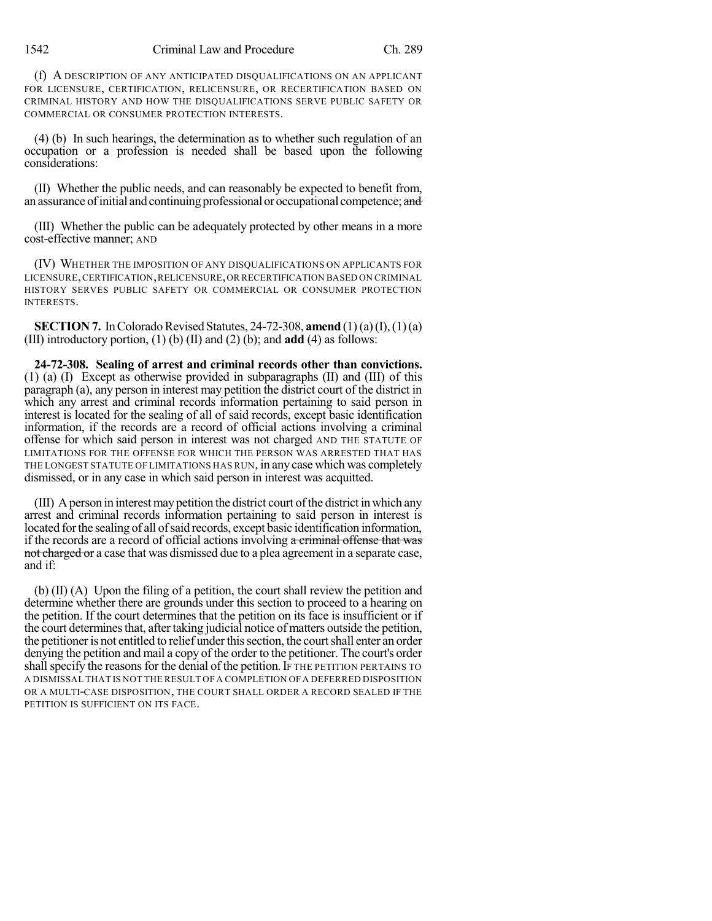(f) A DESCRIPTION OF ANY ANTICIPATED DISQUALIFICATIONS ON AN APPLICANT FOR LICENSURE, CERTIFICATION, RELICENSURE, OR RECERTIFICATION BASED ON CRIMINAL HISTORY AND HOW THE DISQUALIFICATIONS SERVE PUBLIC SAFETY OR COMMERCIAL OR CONSUMER PROTECTION INTERESTS.

(4) (b) In such hearings, the determination as to whether such regulation of an occupation or a profession is needed shall be based upon the following considerations:

(II) Whether the public needs, and can reasonably be expected to benefit from, an assurance of initial and continuing professional or occupational competence; ~~and~~

(III) Whether the public can be adequately protected by other means in a more cost-effective manner; AND

(IV) WHETHER THE IMPOSITION OF ANY DISQUALIFICATIONS ON APPLICANTS FOR LICENSURE, CERTIFICATION, RELICENSURE, OR RECERTIFICATION BASED ON CRIMINAL HISTORY SERVES PUBLIC SAFETY OR COMMERCIAL OR CONSUMER PROTECTION INTERESTS.

**SECTION 7.** In Colorado Revised Statutes, 24-72-308, **amend** (1) (a) (I), (1) (a) (III) introductory portion, (1) (b) (II) and (2) (b); and **add** (4) as follows:

**24-72-308. Sealing of arrest and criminal records other than convictions.** (1) (a) (I) Except as otherwise provided in subparagraphs (II) and (III) of this paragraph (a), any person in interest may petition the district court of the district in which any arrest and criminal records information pertaining to said person in interest is located for the sealing of all of said records, except basic identification information, if the records are a record of official actions involving a criminal offense for which said person in interest was not charged AND THE STATUTE OF LIMITATIONS FOR THE OFFENSE FOR WHICH THE PERSON WAS ARRESTED THAT HAS THE LONGEST STATUTE OF LIMITATIONS HAS RUN, in any case which was completely dismissed, or in any case in which said person in interest was acquitted.

(III) A person in interest may petition the district court of the district in which any arrest and criminal records information pertaining to said person in interest is located for the sealing of all of said records, except basic identification information, if the records are a record of official actions involving ~~a criminal offense that was not charged or~~ a case that was dismissed due to a plea agreement in a separate case, and if:

(b) (II) (A) Upon the filing of a petition, the court shall review the petition and determine whether there are grounds under this section to proceed to a hearing on the petition. If the court determines that the petition on its face is insufficient or if the court determines that, after taking judicial notice of matters outside the petition, the petitioner is not entitled to relief under this section, the court shall enter an order denying the petition and mail a copy of the order to the petitioner. The court's order shall specify the reasons for the denial of the petition. IF THE PETITION PERTAINS TO A DISMISSAL THAT IS NOT THE RESULT OF A COMPLETION OF A DEFERRED DISPOSITION OR A MULTI-CASE DISPOSITION, THE COURT SHALL ORDER A RECORD SEALED IF THE PETITION IS SUFFICIENT ON ITS FACE.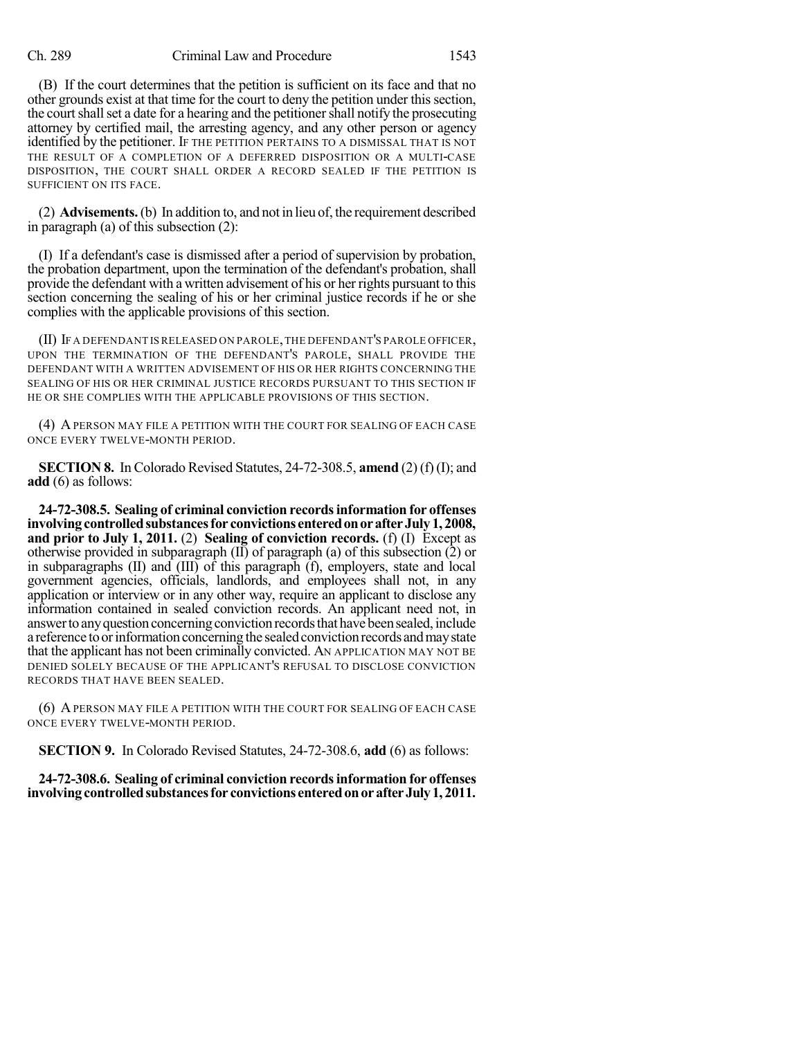(B) If the court determines that the petition is sufficient on its face and that no other grounds exist at that time for the court to deny the petition under this section, the court shall set a date for a hearing and the petitioner shall notify the prosecuting attorney by certified mail, the arresting agency, and any other person or agency identified by the petitioner. IF THE PETITION PERTAINS TO A DISMISSAL THAT IS NOT THE RESULT OF A COMPLETION OF A DEFERRED DISPOSITION OR A MULTI-CASE DISPOSITION, THE COURT SHALL ORDER A RECORD SEALED IF THE PETITION IS SUFFICIENT ON ITS FACE.

(2) **Advisements.** (b) In addition to, and not in lieu of, the requirement described in paragraph (a) of this subsection (2):

(I) If a defendant's case is dismissed after a period of supervision by probation, the probation department, upon the termination of the defendant's probation, shall provide the defendant with a written advisement of his or her rights pursuant to this section concerning the sealing of his or her criminal justice records if he or she complies with the applicable provisions of this section.

(II) IF A DEFENDANT IS RELEASED ON PAROLE, THE DEFENDANT'S PAROLE OFFICER, UPON THE TERMINATION OF THE DEFENDANT'S PAROLE, SHALL PROVIDE THE DEFENDANT WITH A WRITTEN ADVISEMENT OF HIS OR HER RIGHTS CONCERNING THE SEALING OF HIS OR HER CRIMINAL JUSTICE RECORDS PURSUANT TO THIS SECTION IF HE OR SHE COMPLIES WITH THE APPLICABLE PROVISIONS OF THIS SECTION.

(4) A PERSON MAY FILE A PETITION WITH THE COURT FOR SEALING OF EACH CASE ONCE EVERY TWELVE-MONTH PERIOD.

**SECTION 8.** In Colorado Revised Statutes, 24-72-308.5, **amend** (2) (f) (I); and **add** (6) as follows:

**24-72-308.5. Sealing of criminal conviction records information for offenses involving controlled substances for convictions entered on or after July 1, 2008, and prior to July 1, 2011.** (2) **Sealing of conviction records.** (f) (I) Except as otherwise provided in subparagraph (II) of paragraph (a) of this subsection (2) or in subparagraphs (II) and (III) of this paragraph (f), employers, state and local government agencies, officials, landlords, and employees shall not, in any application or interview or in any other way, require an applicant to disclose any information contained in sealed conviction records. An applicant need not, in answer to any question concerning conviction records that have been sealed, include a reference to or information concerning the sealed conviction records and may state that the applicant has not been criminally convicted. AN APPLICATION MAY NOT BE DENIED SOLELY BECAUSE OF THE APPLICANT'S REFUSAL TO DISCLOSE CONVICTION RECORDS THAT HAVE BEEN SEALED.

(6) A PERSON MAY FILE A PETITION WITH THE COURT FOR SEALING OF EACH CASE ONCE EVERY TWELVE-MONTH PERIOD.

**SECTION 9.** In Colorado Revised Statutes, 24-72-308.6, **add** (6) as follows:

**24-72-308.6. Sealing of criminal conviction records information for offenses involving controlled substances for convictions entered on or after July 1, 2011.**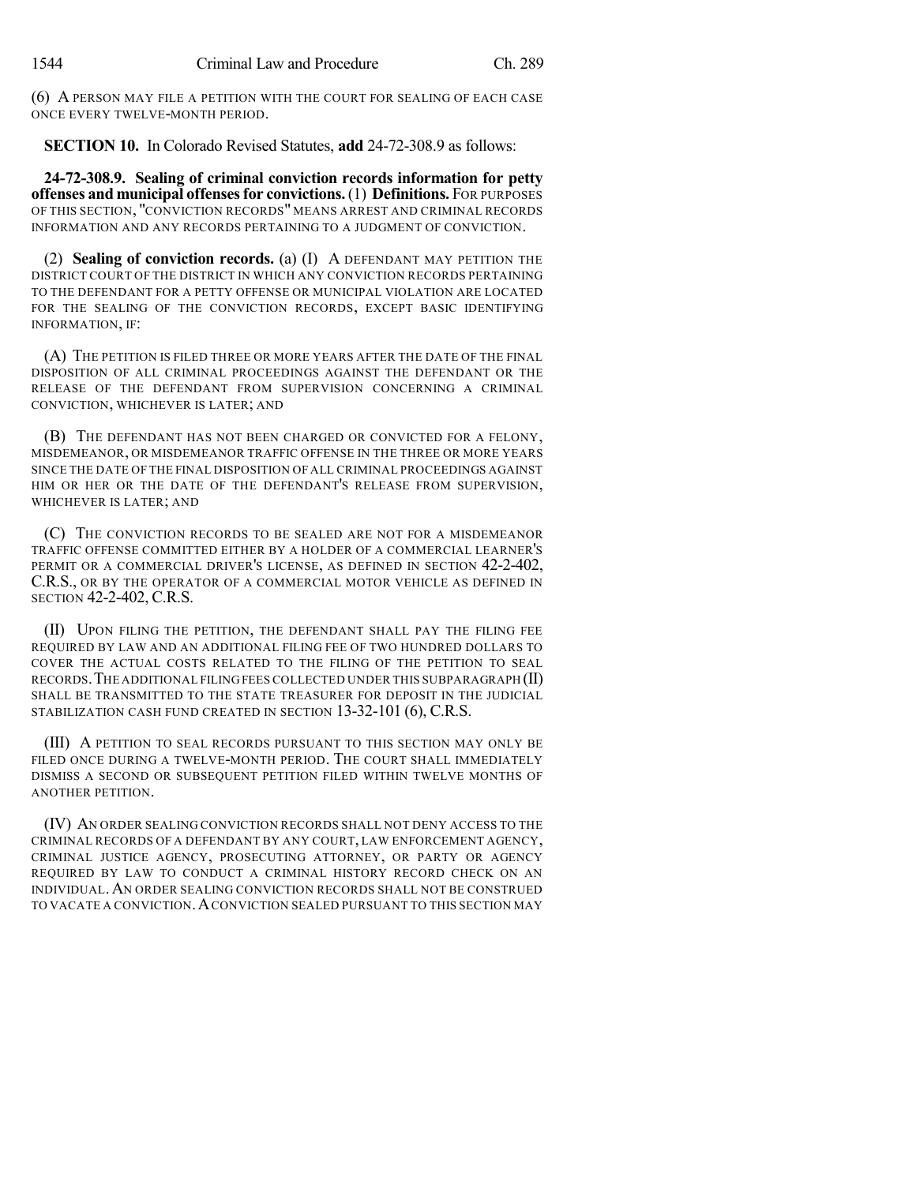(6) A PERSON MAY FILE A PETITION WITH THE COURT FOR SEALING OF EACH CASE ONCE EVERY TWELVE-MONTH PERIOD.

**SECTION 10.** In Colorado Revised Statutes, **add** 24-72-308.9 as follows:

**24-72-308.9. Sealing of criminal conviction records information for petty offenses and municipal offenses for convictions.** (1) **Definitions.** FOR PURPOSES OF THIS SECTION, "CONVICTION RECORDS" MEANS ARREST AND CRIMINAL RECORDS INFORMATION AND ANY RECORDS PERTAINING TO A JUDGMENT OF CONVICTION.

(2) **Sealing of conviction records.** (a) (I) A DEFENDANT MAY PETITION THE DISTRICT COURT OF THE DISTRICT IN WHICH ANY CONVICTION RECORDS PERTAINING TO THE DEFENDANT FOR A PETTY OFFENSE OR MUNICIPAL VIOLATION ARE LOCATED FOR THE SEALING OF THE CONVICTION RECORDS, EXCEPT BASIC IDENTIFYING INFORMATION, IF:

(A) THE PETITION IS FILED THREE OR MORE YEARS AFTER THE DATE OF THE FINAL DISPOSITION OF ALL CRIMINAL PROCEEDINGS AGAINST THE DEFENDANT OR THE RELEASE OF THE DEFENDANT FROM SUPERVISION CONCERNING A CRIMINAL CONVICTION, WHICHEVER IS LATER; AND

(B) THE DEFENDANT HAS NOT BEEN CHARGED OR CONVICTED FOR A FELONY, MISDEMEANOR, OR MISDEMEANOR TRAFFIC OFFENSE IN THE THREE OR MORE YEARS SINCE THE DATE OF THE FINAL DISPOSITION OF ALL CRIMINAL PROCEEDINGS AGAINST HIM OR HER OR THE DATE OF THE DEFENDANT'S RELEASE FROM SUPERVISION, WHICHEVER IS LATER; AND

(C) THE CONVICTION RECORDS TO BE SEALED ARE NOT FOR A MISDEMEANOR TRAFFIC OFFENSE COMMITTED EITHER BY A HOLDER OF A COMMERCIAL LEARNER'S PERMIT OR A COMMERCIAL DRIVER'S LICENSE, AS DEFINED IN SECTION 42-2-402, C.R.S., OR BY THE OPERATOR OF A COMMERCIAL MOTOR VEHICLE AS DEFINED IN SECTION 42-2-402, C.R.S.

(II) UPON FILING THE PETITION, THE DEFENDANT SHALL PAY THE FILING FEE REQUIRED BY LAW AND AN ADDITIONAL FILING FEE OF TWO HUNDRED DOLLARS TO COVER THE ACTUAL COSTS RELATED TO THE FILING OF THE PETITION TO SEAL RECORDS. THE ADDITIONAL FILING FEES COLLECTED UNDER THIS SUBPARAGRAPH (II) SHALL BE TRANSMITTED TO THE STATE TREASURER FOR DEPOSIT IN THE JUDICIAL STABILIZATION CASH FUND CREATED IN SECTION 13-32-101 (6), C.R.S.

(III) A PETITION TO SEAL RECORDS PURSUANT TO THIS SECTION MAY ONLY BE FILED ONCE DURING A TWELVE-MONTH PERIOD. THE COURT SHALL IMMEDIATELY DISMISS A SECOND OR SUBSEQUENT PETITION FILED WITHIN TWELVE MONTHS OF ANOTHER PETITION.

(IV) AN ORDER SEALING CONVICTION RECORDS SHALL NOT DENY ACCESS TO THE CRIMINAL RECORDS OF A DEFENDANT BY ANY COURT, LAW ENFORCEMENT AGENCY, CRIMINAL JUSTICE AGENCY, PROSECUTING ATTORNEY, OR PARTY OR AGENCY REQUIRED BY LAW TO CONDUCT A CRIMINAL HISTORY RECORD CHECK ON AN INDIVIDUAL. AN ORDER SEALING CONVICTION RECORDS SHALL NOT BE CONSTRUED TO VACATE A CONVICTION. A CONVICTION SEALED PURSUANT TO THIS SECTION MAY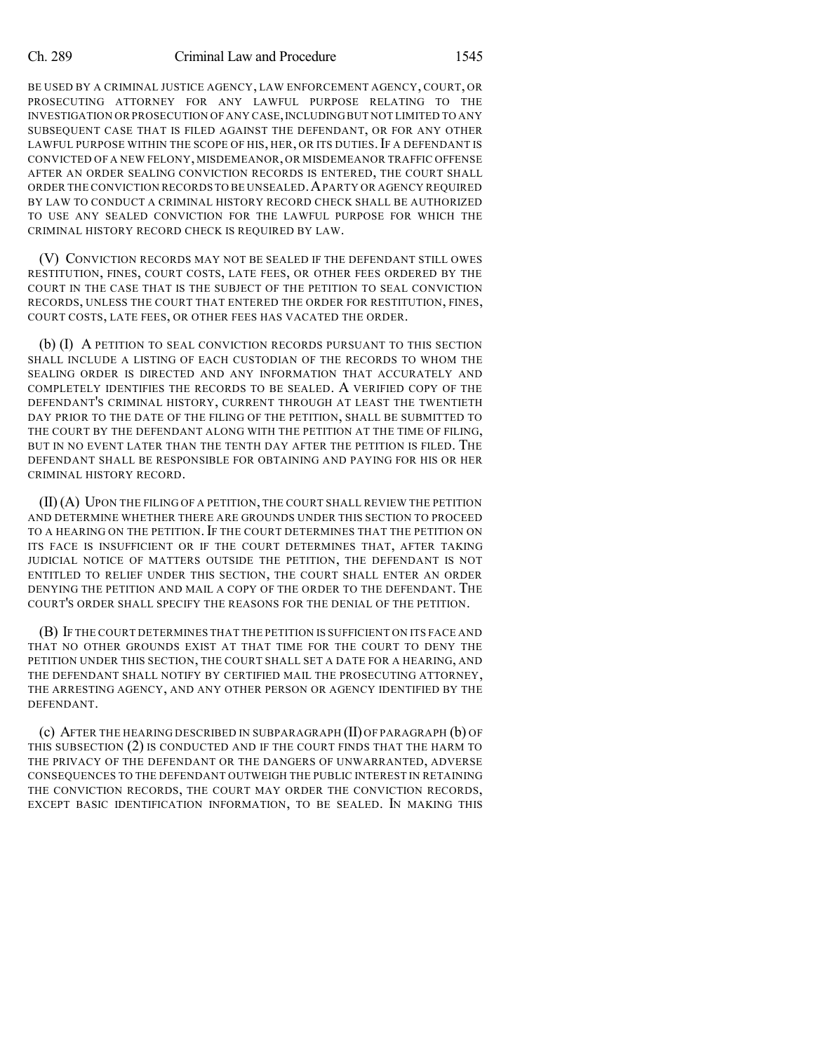BE USED BY A CRIMINAL JUSTICE AGENCY, LAW ENFORCEMENT AGENCY, COURT, OR PROSECUTING ATTORNEY FOR ANY LAWFUL PURPOSE RELATING TO THE INVESTIGATION OR PROSECUTION OF ANY CASE, INCLUDING BUT NOT LIMITED TO ANY SUBSEQUENT CASE THAT IS FILED AGAINST THE DEFENDANT, OR FOR ANY OTHER LAWFUL PURPOSE WITHIN THE SCOPE OF HIS, HER, OR ITS DUTIES. IF A DEFENDANT IS CONVICTED OF A NEW FELONY, MISDEMEANOR, OR MISDEMEANOR TRAFFIC OFFENSE AFTER AN ORDER SEALING CONVICTION RECORDS IS ENTERED, THE COURT SHALL ORDER THE CONVICTION RECORDS TO BE UNSEALED. A PARTY OR AGENCY REQUIRED BY LAW TO CONDUCT A CRIMINAL HISTORY RECORD CHECK SHALL BE AUTHORIZED TO USE ANY SEALED CONVICTION FOR THE LAWFUL PURPOSE FOR WHICH THE CRIMINAL HISTORY RECORD CHECK IS REQUIRED BY LAW.

(V) CONVICTION RECORDS MAY NOT BE SEALED IF THE DEFENDANT STILL OWES RESTITUTION, FINES, COURT COSTS, LATE FEES, OR OTHER FEES ORDERED BY THE COURT IN THE CASE THAT IS THE SUBJECT OF THE PETITION TO SEAL CONVICTION RECORDS, UNLESS THE COURT THAT ENTERED THE ORDER FOR RESTITUTION, FINES, COURT COSTS, LATE FEES, OR OTHER FEES HAS VACATED THE ORDER.

(b) (I) A PETITION TO SEAL CONVICTION RECORDS PURSUANT TO THIS SECTION SHALL INCLUDE A LISTING OF EACH CUSTODIAN OF THE RECORDS TO WHOM THE SEALING ORDER IS DIRECTED AND ANY INFORMATION THAT ACCURATELY AND COMPLETELY IDENTIFIES THE RECORDS TO BE SEALED. A VERIFIED COPY OF THE DEFENDANT'S CRIMINAL HISTORY, CURRENT THROUGH AT LEAST THE TWENTIETH DAY PRIOR TO THE DATE OF THE FILING OF THE PETITION, SHALL BE SUBMITTED TO THE COURT BY THE DEFENDANT ALONG WITH THE PETITION AT THE TIME OF FILING, BUT IN NO EVENT LATER THAN THE TENTH DAY AFTER THE PETITION IS FILED. THE DEFENDANT SHALL BE RESPONSIBLE FOR OBTAINING AND PAYING FOR HIS OR HER CRIMINAL HISTORY RECORD.

(II) (A) UPON THE FILING OF A PETITION, THE COURT SHALL REVIEW THE PETITION AND DETERMINE WHETHER THERE ARE GROUNDS UNDER THIS SECTION TO PROCEED TO A HEARING ON THE PETITION. IF THE COURT DETERMINES THAT THE PETITION ON ITS FACE IS INSUFFICIENT OR IF THE COURT DETERMINES THAT, AFTER TAKING JUDICIAL NOTICE OF MATTERS OUTSIDE THE PETITION, THE DEFENDANT IS NOT ENTITLED TO RELIEF UNDER THIS SECTION, THE COURT SHALL ENTER AN ORDER DENYING THE PETITION AND MAIL A COPY OF THE ORDER TO THE DEFENDANT. THE COURT'S ORDER SHALL SPECIFY THE REASONS FOR THE DENIAL OF THE PETITION.

(B) IF THE COURT DETERMINES THAT THE PETITION IS SUFFICIENT ON ITS FACE AND THAT NO OTHER GROUNDS EXIST AT THAT TIME FOR THE COURT TO DENY THE PETITION UNDER THIS SECTION, THE COURT SHALL SET A DATE FOR A HEARING, AND THE DEFENDANT SHALL NOTIFY BY CERTIFIED MAIL THE PROSECUTING ATTORNEY, THE ARRESTING AGENCY, AND ANY OTHER PERSON OR AGENCY IDENTIFIED BY THE DEFENDANT.

(c) AFTER THE HEARING DESCRIBED IN SUBPARAGRAPH (II) OF PARAGRAPH (b) OF THIS SUBSECTION (2) IS CONDUCTED AND IF THE COURT FINDS THAT THE HARM TO THE PRIVACY OF THE DEFENDANT OR THE DANGERS OF UNWARRANTED, ADVERSE CONSEQUENCES TO THE DEFENDANT OUTWEIGH THE PUBLIC INTEREST IN RETAINING THE CONVICTION RECORDS, THE COURT MAY ORDER THE CONVICTION RECORDS, EXCEPT BASIC IDENTIFICATION INFORMATION, TO BE SEALED. IN MAKING THIS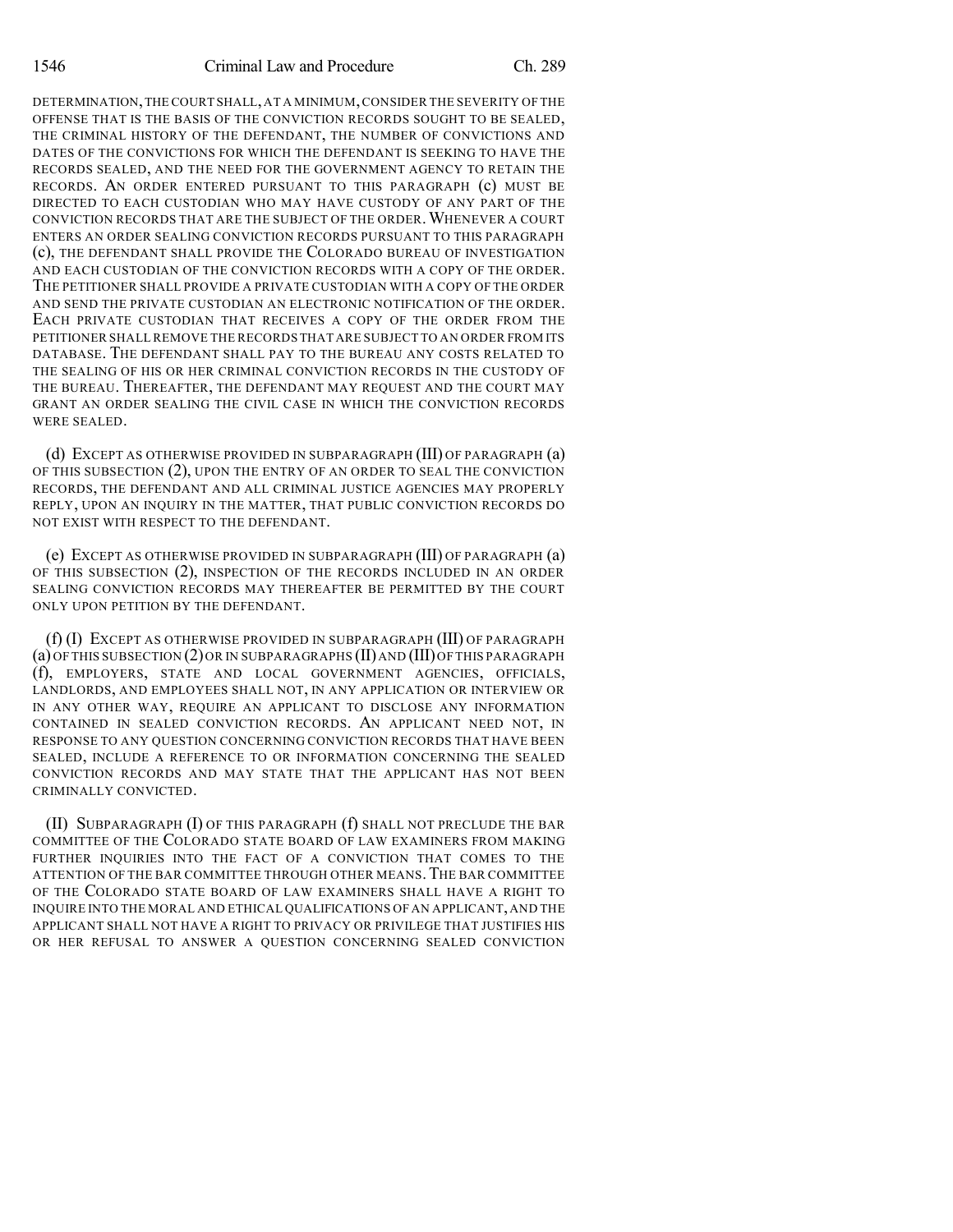DETERMINATION, THE COURT SHALL, AT A MINIMUM, CONSIDER THE SEVERITY OF THE OFFENSE THAT IS THE BASIS OF THE CONVICTION RECORDS SOUGHT TO BE SEALED, THE CRIMINAL HISTORY OF THE DEFENDANT, THE NUMBER OF CONVICTIONS AND DATES OF THE CONVICTIONS FOR WHICH THE DEFENDANT IS SEEKING TO HAVE THE RECORDS SEALED, AND THE NEED FOR THE GOVERNMENT AGENCY TO RETAIN THE RECORDS. AN ORDER ENTERED PURSUANT TO THIS PARAGRAPH (c) MUST BE DIRECTED TO EACH CUSTODIAN WHO MAY HAVE CUSTODY OF ANY PART OF THE CONVICTION RECORDS THAT ARE THE SUBJECT OF THE ORDER. WHENEVER A COURT ENTERS AN ORDER SEALING CONVICTION RECORDS PURSUANT TO THIS PARAGRAPH (c), THE DEFENDANT SHALL PROVIDE THE COLORADO BUREAU OF INVESTIGATION AND EACH CUSTODIAN OF THE CONVICTION RECORDS WITH A COPY OF THE ORDER. THE PETITIONER SHALL PROVIDE A PRIVATE CUSTODIAN WITH A COPY OF THE ORDER AND SEND THE PRIVATE CUSTODIAN AN ELECTRONIC NOTIFICATION OF THE ORDER. EACH PRIVATE CUSTODIAN THAT RECEIVES A COPY OF THE ORDER FROM THE PETITIONER SHALL REMOVE THE RECORDS THAT ARE SUBJECT TO AN ORDER FROM ITS DATABASE. THE DEFENDANT SHALL PAY TO THE BUREAU ANY COSTS RELATED TO THE SEALING OF HIS OR HER CRIMINAL CONVICTION RECORDS IN THE CUSTODY OF THE BUREAU. THEREAFTER, THE DEFENDANT MAY REQUEST AND THE COURT MAY GRANT AN ORDER SEALING THE CIVIL CASE IN WHICH THE CONVICTION RECORDS WERE SEALED.

(d) EXCEPT AS OTHERWISE PROVIDED IN SUBPARAGRAPH (III) OF PARAGRAPH (a) OF THIS SUBSECTION (2), UPON THE ENTRY OF AN ORDER TO SEAL THE CONVICTION RECORDS, THE DEFENDANT AND ALL CRIMINAL JUSTICE AGENCIES MAY PROPERLY REPLY, UPON AN INQUIRY IN THE MATTER, THAT PUBLIC CONVICTION RECORDS DO NOT EXIST WITH RESPECT TO THE DEFENDANT.

(e) EXCEPT AS OTHERWISE PROVIDED IN SUBPARAGRAPH (III) OF PARAGRAPH (a) OF THIS SUBSECTION (2), INSPECTION OF THE RECORDS INCLUDED IN AN ORDER SEALING CONVICTION RECORDS MAY THEREAFTER BE PERMITTED BY THE COURT ONLY UPON PETITION BY THE DEFENDANT.

(f) (I) EXCEPT AS OTHERWISE PROVIDED IN SUBPARAGRAPH (III) OF PARAGRAPH (a) OF THIS SUBSECTION (2) OR IN SUBPARAGRAPHS (II) AND (III) OF THIS PARAGRAPH (f), EMPLOYERS, STATE AND LOCAL GOVERNMENT AGENCIES, OFFICIALS, LANDLORDS, AND EMPLOYEES SHALL NOT, IN ANY APPLICATION OR INTERVIEW OR IN ANY OTHER WAY, REQUIRE AN APPLICANT TO DISCLOSE ANY INFORMATION CONTAINED IN SEALED CONVICTION RECORDS. AN APPLICANT NEED NOT, IN RESPONSE TO ANY QUESTION CONCERNING CONVICTION RECORDS THAT HAVE BEEN SEALED, INCLUDE A REFERENCE TO OR INFORMATION CONCERNING THE SEALED CONVICTION RECORDS AND MAY STATE THAT THE APPLICANT HAS NOT BEEN CRIMINALLY CONVICTED.

(II) SUBPARAGRAPH (I) OF THIS PARAGRAPH (f) SHALL NOT PRECLUDE THE BAR COMMITTEE OF THE COLORADO STATE BOARD OF LAW EXAMINERS FROM MAKING FURTHER INQUIRIES INTO THE FACT OF A CONVICTION THAT COMES TO THE ATTENTION OF THE BAR COMMITTEE THROUGH OTHER MEANS. THE BAR COMMITTEE OF THE COLORADO STATE BOARD OF LAW EXAMINERS SHALL HAVE A RIGHT TO INQUIRE INTO THE MORAL AND ETHICAL QUALIFICATIONS OF AN APPLICANT, AND THE APPLICANT SHALL NOT HAVE A RIGHT TO PRIVACY OR PRIVILEGE THAT JUSTIFIES HIS OR HER REFUSAL TO ANSWER A QUESTION CONCERNING SEALED CONVICTION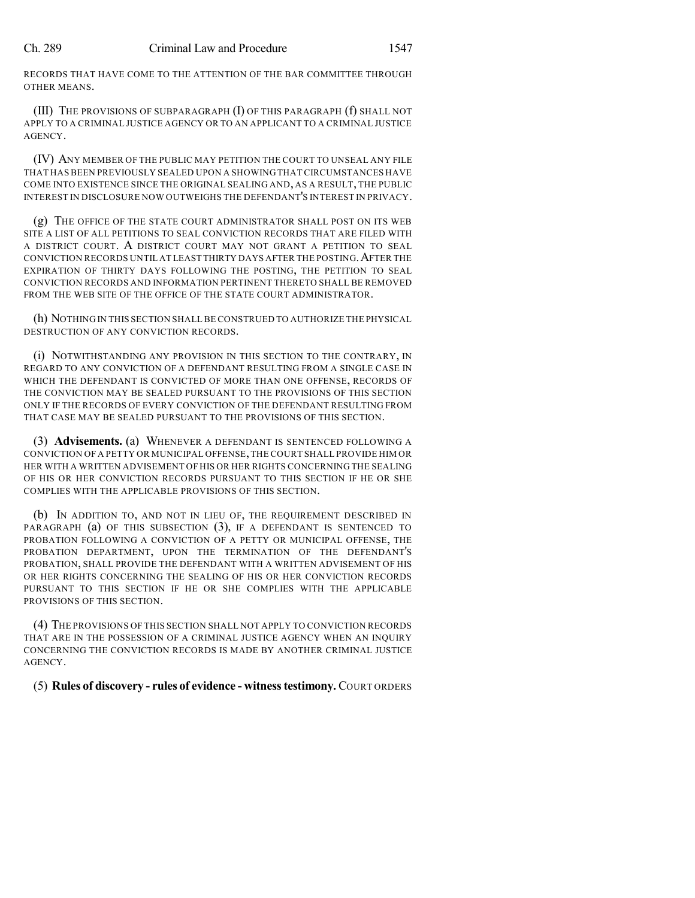RECORDS THAT HAVE COME TO THE ATTENTION OF THE BAR COMMITTEE THROUGH OTHER MEANS.

(III) THE PROVISIONS OF SUBPARAGRAPH (I) OF THIS PARAGRAPH (f) SHALL NOT APPLY TO A CRIMINAL JUSTICE AGENCY OR TO AN APPLICANT TO A CRIMINAL JUSTICE AGENCY.

(IV) ANY MEMBER OF THE PUBLIC MAY PETITION THE COURT TO UNSEAL ANY FILE THAT HAS BEEN PREVIOUSLY SEALED UPON A SHOWING THAT CIRCUMSTANCES HAVE COME INTO EXISTENCE SINCE THE ORIGINAL SEALING AND, AS A RESULT, THE PUBLIC INTEREST IN DISCLOSURE NOW OUTWEIGHS THE DEFENDANT'S INTEREST IN PRIVACY.

(g) THE OFFICE OF THE STATE COURT ADMINISTRATOR SHALL POST ON ITS WEB SITE A LIST OF ALL PETITIONS TO SEAL CONVICTION RECORDS THAT ARE FILED WITH A DISTRICT COURT. A DISTRICT COURT MAY NOT GRANT A PETITION TO SEAL CONVICTION RECORDS UNTIL AT LEAST THIRTY DAYS AFTER THE POSTING. AFTER THE EXPIRATION OF THIRTY DAYS FOLLOWING THE POSTING, THE PETITION TO SEAL CONVICTION RECORDS AND INFORMATION PERTINENT THERETO SHALL BE REMOVED FROM THE WEB SITE OF THE OFFICE OF THE STATE COURT ADMINISTRATOR.

(h) NOTHING IN THIS SECTION SHALL BE CONSTRUED TO AUTHORIZE THE PHYSICAL DESTRUCTION OF ANY CONVICTION RECORDS.

(i) NOTWITHSTANDING ANY PROVISION IN THIS SECTION TO THE CONTRARY, IN REGARD TO ANY CONVICTION OF A DEFENDANT RESULTING FROM A SINGLE CASE IN WHICH THE DEFENDANT IS CONVICTED OF MORE THAN ONE OFFENSE, RECORDS OF THE CONVICTION MAY BE SEALED PURSUANT TO THE PROVISIONS OF THIS SECTION ONLY IF THE RECORDS OF EVERY CONVICTION OF THE DEFENDANT RESULTING FROM THAT CASE MAY BE SEALED PURSUANT TO THE PROVISIONS OF THIS SECTION.

(3) **Advisements.** (a) WHENEVER A DEFENDANT IS SENTENCED FOLLOWING A CONVICTION OF A PETTY OR MUNICIPAL OFFENSE, THE COURT SHALL PROVIDE HIM OR HER WITH A WRITTEN ADVISEMENT OF HIS OR HER RIGHTS CONCERNING THE SEALING OF HIS OR HER CONVICTION RECORDS PURSUANT TO THIS SECTION IF HE OR SHE COMPLIES WITH THE APPLICABLE PROVISIONS OF THIS SECTION.

(b) IN ADDITION TO, AND NOT IN LIEU OF, THE REQUIREMENT DESCRIBED IN PARAGRAPH (a) OF THIS SUBSECTION (3), IF A DEFENDANT IS SENTENCED TO PROBATION FOLLOWING A CONVICTION OF A PETTY OR MUNICIPAL OFFENSE, THE PROBATION DEPARTMENT, UPON THE TERMINATION OF THE DEFENDANT'S PROBATION, SHALL PROVIDE THE DEFENDANT WITH A WRITTEN ADVISEMENT OF HIS OR HER RIGHTS CONCERNING THE SEALING OF HIS OR HER CONVICTION RECORDS PURSUANT TO THIS SECTION IF HE OR SHE COMPLIES WITH THE APPLICABLE PROVISIONS OF THIS SECTION.

(4) THE PROVISIONS OF THIS SECTION SHALL NOT APPLY TO CONVICTION RECORDS THAT ARE IN THE POSSESSION OF A CRIMINAL JUSTICE AGENCY WHEN AN INQUIRY CONCERNING THE CONVICTION RECORDS IS MADE BY ANOTHER CRIMINAL JUSTICE AGENCY.

(5) **Rules of discovery - rules of evidence - witness testimony.** COURT ORDERS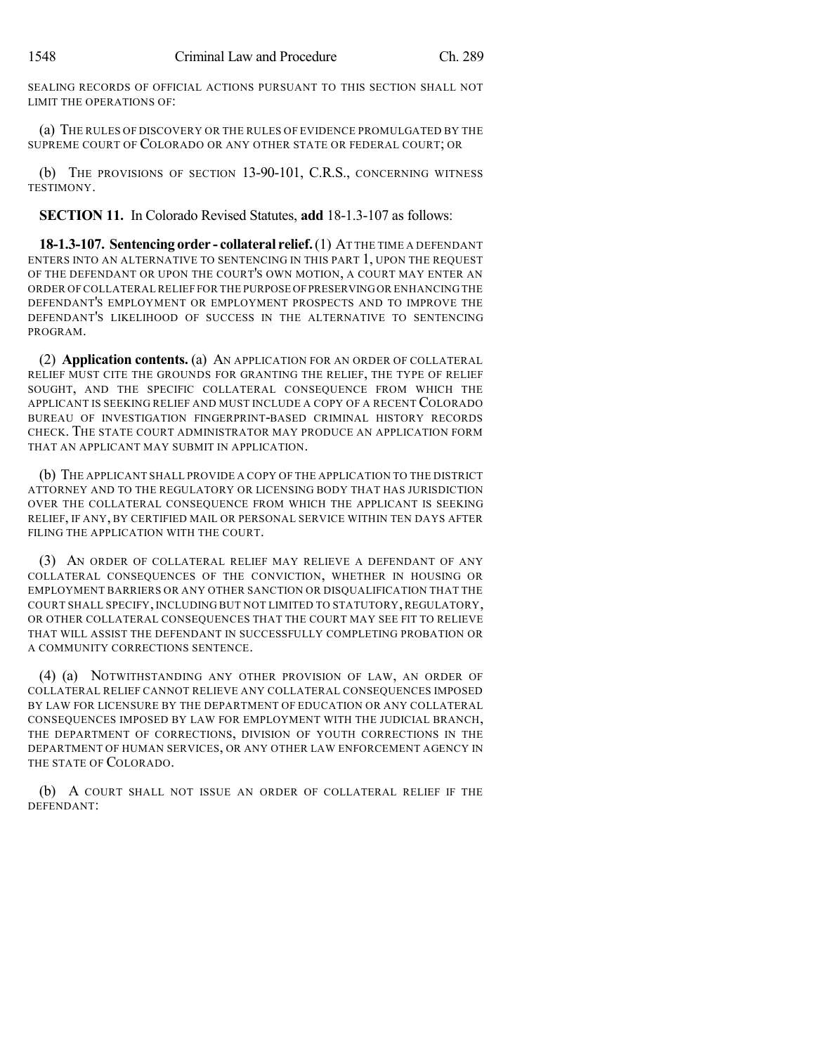SEALING RECORDS OF OFFICIAL ACTIONS PURSUANT TO THIS SECTION SHALL NOT LIMIT THE OPERATIONS OF:

(a) THE RULES OF DISCOVERY OR THE RULES OF EVIDENCE PROMULGATED BY THE SUPREME COURT OF COLORADO OR ANY OTHER STATE OR FEDERAL COURT; OR

(b) THE PROVISIONS OF SECTION 13-90-101, C.R.S., CONCERNING WITNESS TESTIMONY.

**SECTION 11.** In Colorado Revised Statutes, **add** 18-1.3-107 as follows:

**18-1.3-107. Sentencing order - collateral relief.** (1) AT THE TIME A DEFENDANT ENTERS INTO AN ALTERNATIVE TO SENTENCING IN THIS PART 1, UPON THE REQUEST OF THE DEFENDANT OR UPON THE COURT'S OWN MOTION, A COURT MAY ENTER AN ORDER OF COLLATERAL RELIEF FOR THE PURPOSE OF PRESERVING OR ENHANCING THE DEFENDANT'S EMPLOYMENT OR EMPLOYMENT PROSPECTS AND TO IMPROVE THE DEFENDANT'S LIKELIHOOD OF SUCCESS IN THE ALTERNATIVE TO SENTENCING PROGRAM.

(2) **Application contents.** (a) AN APPLICATION FOR AN ORDER OF COLLATERAL RELIEF MUST CITE THE GROUNDS FOR GRANTING THE RELIEF, THE TYPE OF RELIEF SOUGHT, AND THE SPECIFIC COLLATERAL CONSEQUENCE FROM WHICH THE APPLICANT IS SEEKING RELIEF AND MUST INCLUDE A COPY OF A RECENT COLORADO BUREAU OF INVESTIGATION FINGERPRINT-BASED CRIMINAL HISTORY RECORDS CHECK. THE STATE COURT ADMINISTRATOR MAY PRODUCE AN APPLICATION FORM THAT AN APPLICANT MAY SUBMIT IN APPLICATION.

(b) THE APPLICANT SHALL PROVIDE A COPY OF THE APPLICATION TO THE DISTRICT ATTORNEY AND TO THE REGULATORY OR LICENSING BODY THAT HAS JURISDICTION OVER THE COLLATERAL CONSEQUENCE FROM WHICH THE APPLICANT IS SEEKING RELIEF, IF ANY, BY CERTIFIED MAIL OR PERSONAL SERVICE WITHIN TEN DAYS AFTER FILING THE APPLICATION WITH THE COURT.

(3) AN ORDER OF COLLATERAL RELIEF MAY RELIEVE A DEFENDANT OF ANY COLLATERAL CONSEQUENCES OF THE CONVICTION, WHETHER IN HOUSING OR EMPLOYMENT BARRIERS OR ANY OTHER SANCTION OR DISQUALIFICATION THAT THE COURT SHALL SPECIFY, INCLUDING BUT NOT LIMITED TO STATUTORY, REGULATORY, OR OTHER COLLATERAL CONSEQUENCES THAT THE COURT MAY SEE FIT TO RELIEVE THAT WILL ASSIST THE DEFENDANT IN SUCCESSFULLY COMPLETING PROBATION OR A COMMUNITY CORRECTIONS SENTENCE.

(4) (a) NOTWITHSTANDING ANY OTHER PROVISION OF LAW, AN ORDER OF COLLATERAL RELIEF CANNOT RELIEVE ANY COLLATERAL CONSEQUENCES IMPOSED BY LAW FOR LICENSURE BY THE DEPARTMENT OF EDUCATION OR ANY COLLATERAL CONSEQUENCES IMPOSED BY LAW FOR EMPLOYMENT WITH THE JUDICIAL BRANCH, THE DEPARTMENT OF CORRECTIONS, DIVISION OF YOUTH CORRECTIONS IN THE DEPARTMENT OF HUMAN SERVICES, OR ANY OTHER LAW ENFORCEMENT AGENCY IN THE STATE OF COLORADO.

(b) A COURT SHALL NOT ISSUE AN ORDER OF COLLATERAL RELIEF IF THE DEFENDANT: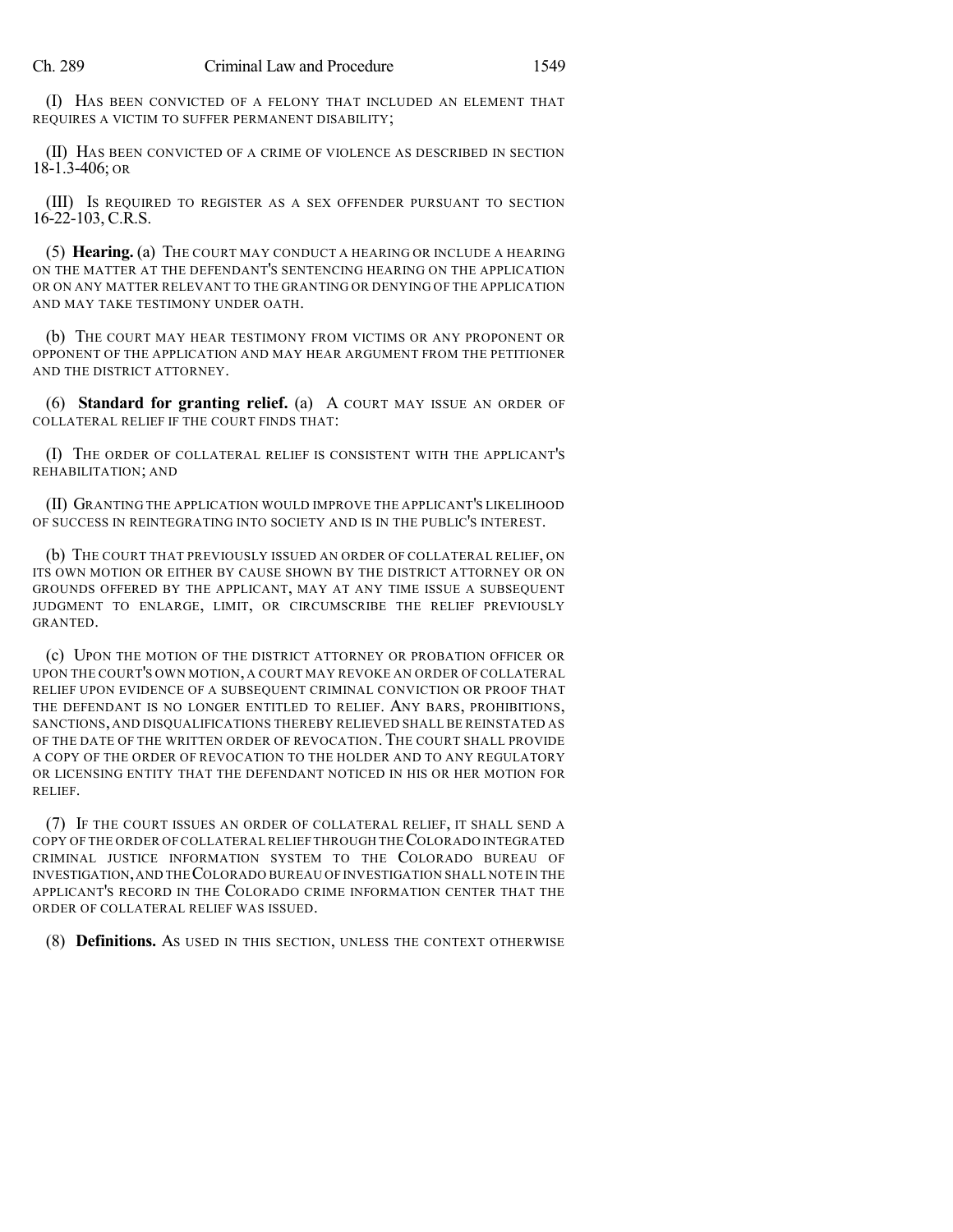(I) HAS BEEN CONVICTED OF A FELONY THAT INCLUDED AN ELEMENT THAT REQUIRES A VICTIM TO SUFFER PERMANENT DISABILITY;

(II) HAS BEEN CONVICTED OF A CRIME OF VIOLENCE AS DESCRIBED IN SECTION 18-1.3-406; OR

(III) IS REQUIRED TO REGISTER AS A SEX OFFENDER PURSUANT TO SECTION 16-22-103, C.R.S.

(5) **Hearing.** (a) THE COURT MAY CONDUCT A HEARING OR INCLUDE A HEARING ON THE MATTER AT THE DEFENDANT'S SENTENCING HEARING ON THE APPLICATION OR ON ANY MATTER RELEVANT TO THE GRANTING OR DENYING OF THE APPLICATION AND MAY TAKE TESTIMONY UNDER OATH.

(b) THE COURT MAY HEAR TESTIMONY FROM VICTIMS OR ANY PROPONENT OR OPPONENT OF THE APPLICATION AND MAY HEAR ARGUMENT FROM THE PETITIONER AND THE DISTRICT ATTORNEY.

(6) **Standard for granting relief.** (a) A COURT MAY ISSUE AN ORDER OF COLLATERAL RELIEF IF THE COURT FINDS THAT:

(I) THE ORDER OF COLLATERAL RELIEF IS CONSISTENT WITH THE APPLICANT'S REHABILITATION; AND

(II) GRANTING THE APPLICATION WOULD IMPROVE THE APPLICANT'S LIKELIHOOD OF SUCCESS IN REINTEGRATING INTO SOCIETY AND IS IN THE PUBLIC'S INTEREST.

(b) THE COURT THAT PREVIOUSLY ISSUED AN ORDER OF COLLATERAL RELIEF, ON ITS OWN MOTION OR EITHER BY CAUSE SHOWN BY THE DISTRICT ATTORNEY OR ON GROUNDS OFFERED BY THE APPLICANT, MAY AT ANY TIME ISSUE A SUBSEQUENT JUDGMENT TO ENLARGE, LIMIT, OR CIRCUMSCRIBE THE RELIEF PREVIOUSLY GRANTED.

(c) UPON THE MOTION OF THE DISTRICT ATTORNEY OR PROBATION OFFICER OR UPON THE COURT'S OWN MOTION, A COURT MAY REVOKE AN ORDER OF COLLATERAL RELIEF UPON EVIDENCE OF A SUBSEQUENT CRIMINAL CONVICTION OR PROOF THAT THE DEFENDANT IS NO LONGER ENTITLED TO RELIEF. ANY BARS, PROHIBITIONS, SANCTIONS, AND DISQUALIFICATIONS THEREBY RELIEVED SHALL BE REINSTATED AS OF THE DATE OF THE WRITTEN ORDER OF REVOCATION. THE COURT SHALL PROVIDE A COPY OF THE ORDER OF REVOCATION TO THE HOLDER AND TO ANY REGULATORY OR LICENSING ENTITY THAT THE DEFENDANT NOTICED IN HIS OR HER MOTION FOR RELIEF.

(7) IF THE COURT ISSUES AN ORDER OF COLLATERAL RELIEF, IT SHALL SEND A COPY OF THE ORDER OF COLLATERAL RELIEF THROUGH THE COLORADO INTEGRATED CRIMINAL JUSTICE INFORMATION SYSTEM TO THE COLORADO BUREAU OF INVESTIGATION, AND THE COLORADO BUREAU OF INVESTIGATION SHALL NOTE IN THE APPLICANT'S RECORD IN THE COLORADO CRIME INFORMATION CENTER THAT THE ORDER OF COLLATERAL RELIEF WAS ISSUED.

(8) **Definitions.** AS USED IN THIS SECTION, UNLESS THE CONTEXT OTHERWISE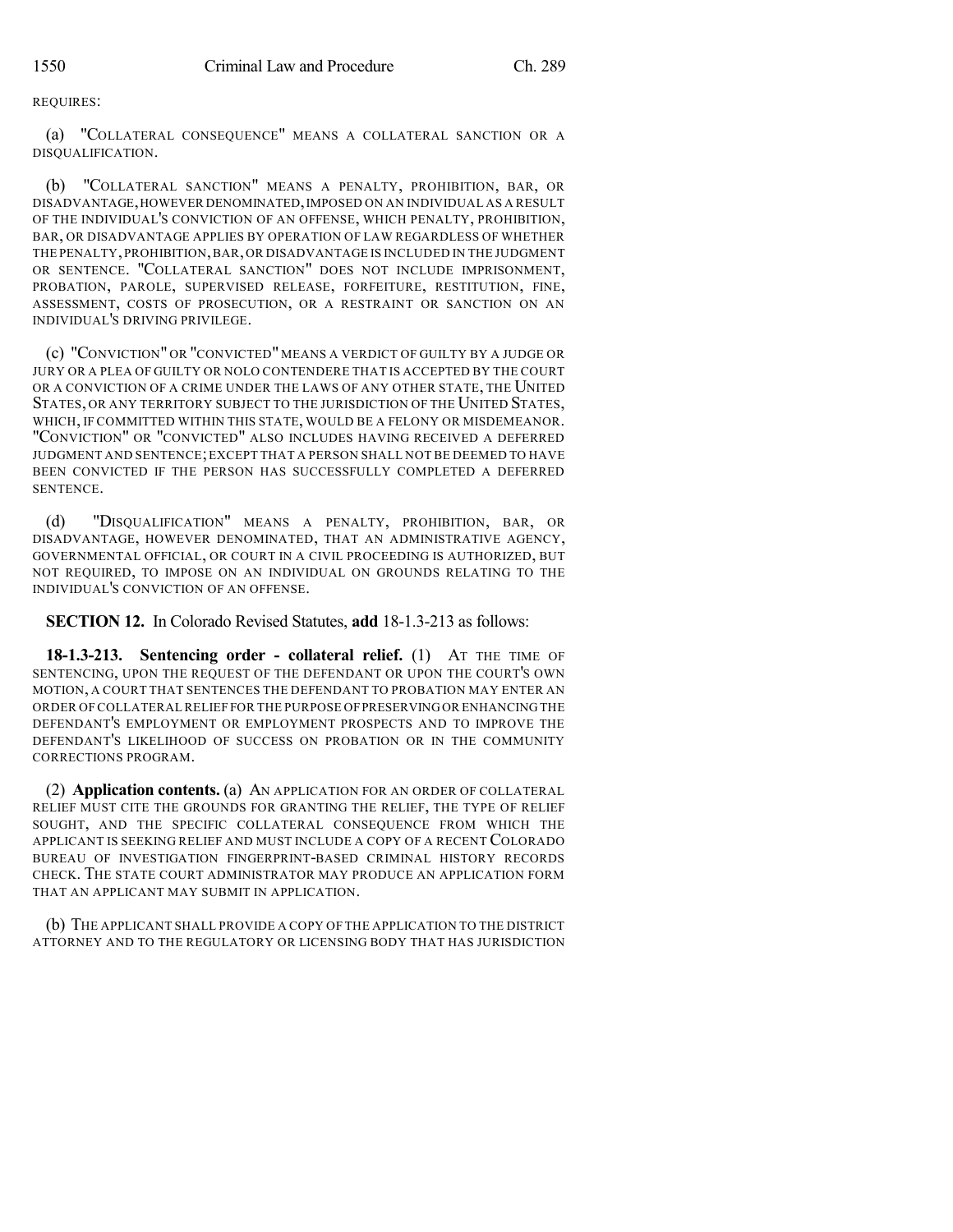REQUIRES:

(a) "COLLATERAL CONSEQUENCE" MEANS A COLLATERAL SANCTION OR A DISQUALIFICATION.

(b) "COLLATERAL SANCTION" MEANS A PENALTY, PROHIBITION, BAR, OR DISADVANTAGE, HOWEVER DENOMINATED, IMPOSED ON AN INDIVIDUAL AS A RESULT OF THE INDIVIDUAL'S CONVICTION OF AN OFFENSE, WHICH PENALTY, PROHIBITION, BAR, OR DISADVANTAGE APPLIES BY OPERATION OF LAW REGARDLESS OF WHETHER THE PENALTY, PROHIBITION, BAR, OR DISADVANTAGE IS INCLUDED IN THE JUDGMENT OR SENTENCE. "COLLATERAL SANCTION" DOES NOT INCLUDE IMPRISONMENT, PROBATION, PAROLE, SUPERVISED RELEASE, FORFEITURE, RESTITUTION, FINE, ASSESSMENT, COSTS OF PROSECUTION, OR A RESTRAINT OR SANCTION ON AN INDIVIDUAL'S DRIVING PRIVILEGE.

(c) "CONVICTION" OR "CONVICTED" MEANS A VERDICT OF GUILTY BY A JUDGE OR JURY OR A PLEA OF GUILTY OR NOLO CONTENDERE THAT IS ACCEPTED BY THE COURT OR A CONVICTION OF A CRIME UNDER THE LAWS OF ANY OTHER STATE, THE UNITED STATES, OR ANY TERRITORY SUBJECT TO THE JURISDICTION OF THE UNITED STATES, WHICH, IF COMMITTED WITHIN THIS STATE, WOULD BE A FELONY OR MISDEMEANOR. "CONVICTION" OR "CONVICTED" ALSO INCLUDES HAVING RECEIVED A DEFERRED JUDGMENT AND SENTENCE; EXCEPT THAT A PERSON SHALL NOT BE DEEMED TO HAVE BEEN CONVICTED IF THE PERSON HAS SUCCESSFULLY COMPLETED A DEFERRED SENTENCE.

(d) "DISQUALIFICATION" MEANS A PENALTY, PROHIBITION, BAR, OR DISADVANTAGE, HOWEVER DENOMINATED, THAT AN ADMINISTRATIVE AGENCY, GOVERNMENTAL OFFICIAL, OR COURT IN A CIVIL PROCEEDING IS AUTHORIZED, BUT NOT REQUIRED, TO IMPOSE ON AN INDIVIDUAL ON GROUNDS RELATING TO THE INDIVIDUAL'S CONVICTION OF AN OFFENSE.

**SECTION 12.** In Colorado Revised Statutes, **add** 18-1.3-213 as follows:

**18-1.3-213. Sentencing order - collateral relief.** (1) AT THE TIME OF SENTENCING, UPON THE REQUEST OF THE DEFENDANT OR UPON THE COURT'S OWN MOTION, A COURT THAT SENTENCES THE DEFENDANT TO PROBATION MAY ENTER AN ORDER OF COLLATERAL RELIEF FOR THE PURPOSE OF PRESERVING OR ENHANCING THE DEFENDANT'S EMPLOYMENT OR EMPLOYMENT PROSPECTS AND TO IMPROVE THE DEFENDANT'S LIKELIHOOD OF SUCCESS ON PROBATION OR IN THE COMMUNITY CORRECTIONS PROGRAM.

(2) **Application contents.** (a) AN APPLICATION FOR AN ORDER OF COLLATERAL RELIEF MUST CITE THE GROUNDS FOR GRANTING THE RELIEF, THE TYPE OF RELIEF SOUGHT, AND THE SPECIFIC COLLATERAL CONSEQUENCE FROM WHICH THE APPLICANT IS SEEKING RELIEF AND MUST INCLUDE A COPY OF A RECENT COLORADO BUREAU OF INVESTIGATION FINGERPRINT-BASED CRIMINAL HISTORY RECORDS CHECK. THE STATE COURT ADMINISTRATOR MAY PRODUCE AN APPLICATION FORM THAT AN APPLICANT MAY SUBMIT IN APPLICATION.

(b) THE APPLICANT SHALL PROVIDE A COPY OF THE APPLICATION TO THE DISTRICT ATTORNEY AND TO THE REGULATORY OR LICENSING BODY THAT HAS JURISDICTION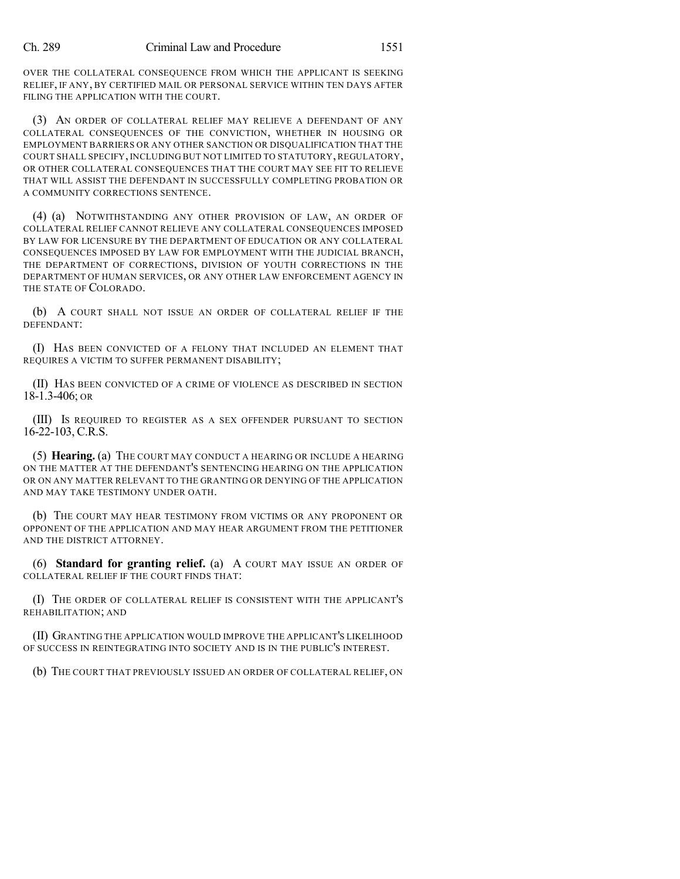OVER THE COLLATERAL CONSEQUENCE FROM WHICH THE APPLICANT IS SEEKING RELIEF, IF ANY, BY CERTIFIED MAIL OR PERSONAL SERVICE WITHIN TEN DAYS AFTER FILING THE APPLICATION WITH THE COURT.

(3) AN ORDER OF COLLATERAL RELIEF MAY RELIEVE A DEFENDANT OF ANY COLLATERAL CONSEQUENCES OF THE CONVICTION, WHETHER IN HOUSING OR EMPLOYMENT BARRIERS OR ANY OTHER SANCTION OR DISQUALIFICATION THAT THE COURT SHALL SPECIFY, INCLUDING BUT NOT LIMITED TO STATUTORY, REGULATORY, OR OTHER COLLATERAL CONSEQUENCES THAT THE COURT MAY SEE FIT TO RELIEVE THAT WILL ASSIST THE DEFENDANT IN SUCCESSFULLY COMPLETING PROBATION OR A COMMUNITY CORRECTIONS SENTENCE.

(4) (a) NOTWITHSTANDING ANY OTHER PROVISION OF LAW, AN ORDER OF COLLATERAL RELIEF CANNOT RELIEVE ANY COLLATERAL CONSEQUENCES IMPOSED BY LAW FOR LICENSURE BY THE DEPARTMENT OF EDUCATION OR ANY COLLATERAL CONSEQUENCES IMPOSED BY LAW FOR EMPLOYMENT WITH THE JUDICIAL BRANCH, THE DEPARTMENT OF CORRECTIONS, DIVISION OF YOUTH CORRECTIONS IN THE DEPARTMENT OF HUMAN SERVICES, OR ANY OTHER LAW ENFORCEMENT AGENCY IN THE STATE OF COLORADO.

(b) A COURT SHALL NOT ISSUE AN ORDER OF COLLATERAL RELIEF IF THE DEFENDANT:

(I) HAS BEEN CONVICTED OF A FELONY THAT INCLUDED AN ELEMENT THAT REQUIRES A VICTIM TO SUFFER PERMANENT DISABILITY;

(II) HAS BEEN CONVICTED OF A CRIME OF VIOLENCE AS DESCRIBED IN SECTION 18-1.3-406; OR

(III) IS REQUIRED TO REGISTER AS A SEX OFFENDER PURSUANT TO SECTION 16-22-103, C.R.S.

(5) **Hearing.** (a) THE COURT MAY CONDUCT A HEARING OR INCLUDE A HEARING ON THE MATTER AT THE DEFENDANT'S SENTENCING HEARING ON THE APPLICATION OR ON ANY MATTER RELEVANT TO THE GRANTING OR DENYING OF THE APPLICATION AND MAY TAKE TESTIMONY UNDER OATH.

(b) THE COURT MAY HEAR TESTIMONY FROM VICTIMS OR ANY PROPONENT OR OPPONENT OF THE APPLICATION AND MAY HEAR ARGUMENT FROM THE PETITIONER AND THE DISTRICT ATTORNEY.

(6) **Standard for granting relief.** (a) A COURT MAY ISSUE AN ORDER OF COLLATERAL RELIEF IF THE COURT FINDS THAT:

(I) THE ORDER OF COLLATERAL RELIEF IS CONSISTENT WITH THE APPLICANT'S REHABILITATION; AND

(II) GRANTING THE APPLICATION WOULD IMPROVE THE APPLICANT'S LIKELIHOOD OF SUCCESS IN REINTEGRATING INTO SOCIETY AND IS IN THE PUBLIC'S INTEREST.

(b) THE COURT THAT PREVIOUSLY ISSUED AN ORDER OF COLLATERAL RELIEF, ON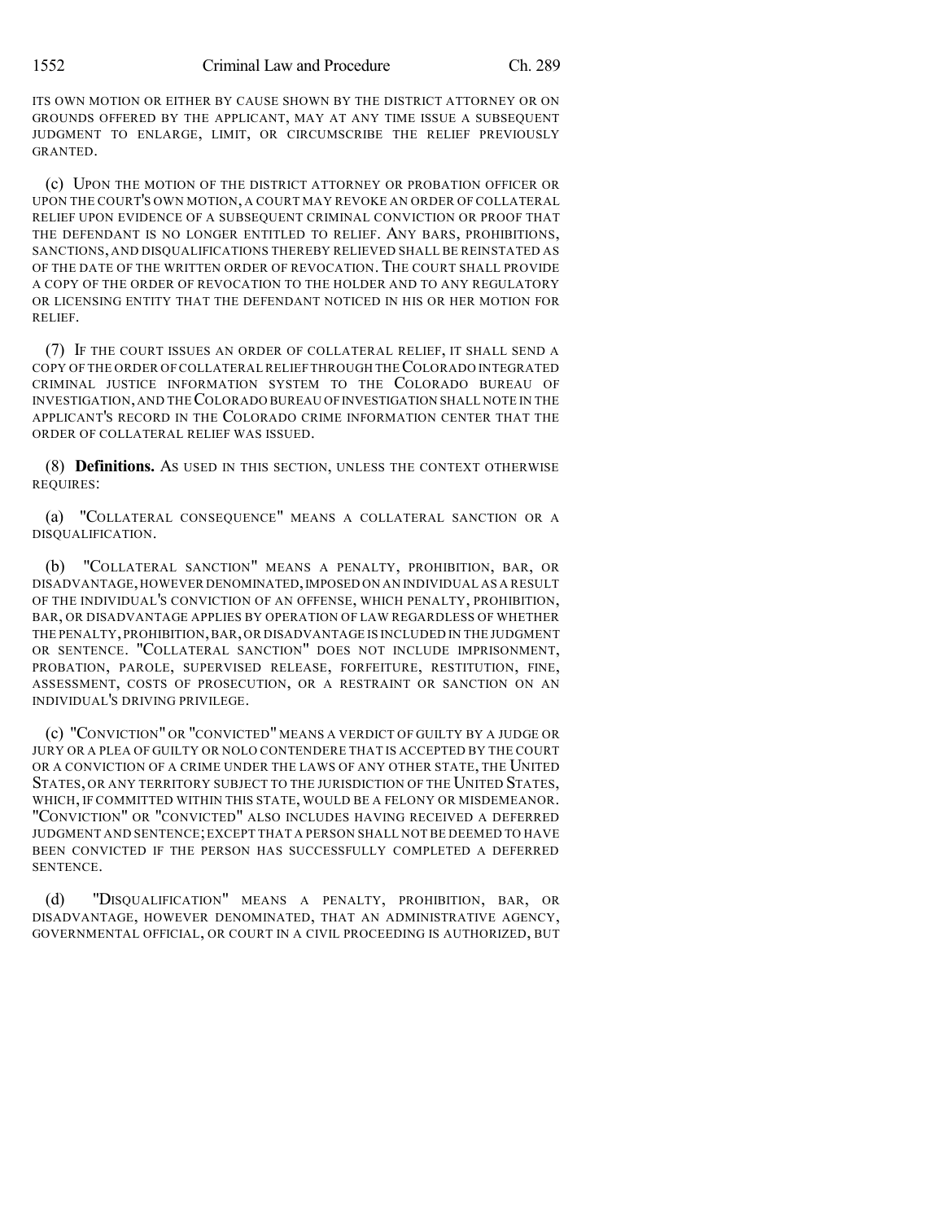ITS OWN MOTION OR EITHER BY CAUSE SHOWN BY THE DISTRICT ATTORNEY OR ON GROUNDS OFFERED BY THE APPLICANT, MAY AT ANY TIME ISSUE A SUBSEQUENT JUDGMENT TO ENLARGE, LIMIT, OR CIRCUMSCRIBE THE RELIEF PREVIOUSLY GRANTED.

(c) UPON THE MOTION OF THE DISTRICT ATTORNEY OR PROBATION OFFICER OR UPON THE COURT'S OWN MOTION, A COURT MAY REVOKE AN ORDER OF COLLATERAL RELIEF UPON EVIDENCE OF A SUBSEQUENT CRIMINAL CONVICTION OR PROOF THAT THE DEFENDANT IS NO LONGER ENTITLED TO RELIEF. ANY BARS, PROHIBITIONS, SANCTIONS, AND DISQUALIFICATIONS THEREBY RELIEVED SHALL BE REINSTATED AS OF THE DATE OF THE WRITTEN ORDER OF REVOCATION. THE COURT SHALL PROVIDE A COPY OF THE ORDER OF REVOCATION TO THE HOLDER AND TO ANY REGULATORY OR LICENSING ENTITY THAT THE DEFENDANT NOTICED IN HIS OR HER MOTION FOR RELIEF.

(7) IF THE COURT ISSUES AN ORDER OF COLLATERAL RELIEF, IT SHALL SEND A COPY OF THE ORDER OF COLLATERAL RELIEF THROUGH THE COLORADO INTEGRATED CRIMINAL JUSTICE INFORMATION SYSTEM TO THE COLORADO BUREAU OF INVESTIGATION, AND THE COLORADO BUREAU OF INVESTIGATION SHALL NOTE IN THE APPLICANT'S RECORD IN THE COLORADO CRIME INFORMATION CENTER THAT THE ORDER OF COLLATERAL RELIEF WAS ISSUED.

(8) **Definitions.** AS USED IN THIS SECTION, UNLESS THE CONTEXT OTHERWISE REQUIRES:

(a) "COLLATERAL CONSEQUENCE" MEANS A COLLATERAL SANCTION OR A DISQUALIFICATION.

(b) "COLLATERAL SANCTION" MEANS A PENALTY, PROHIBITION, BAR, OR DISADVANTAGE, HOWEVER DENOMINATED, IMPOSED ON AN INDIVIDUAL AS A RESULT OF THE INDIVIDUAL'S CONVICTION OF AN OFFENSE, WHICH PENALTY, PROHIBITION, BAR, OR DISADVANTAGE APPLIES BY OPERATION OF LAW REGARDLESS OF WHETHER THE PENALTY, PROHIBITION, BAR, OR DISADVANTAGE IS INCLUDED IN THE JUDGMENT OR SENTENCE. "COLLATERAL SANCTION" DOES NOT INCLUDE IMPRISONMENT, PROBATION, PAROLE, SUPERVISED RELEASE, FORFEITURE, RESTITUTION, FINE, ASSESSMENT, COSTS OF PROSECUTION, OR A RESTRAINT OR SANCTION ON AN INDIVIDUAL'S DRIVING PRIVILEGE.

(c) "CONVICTION" OR "CONVICTED" MEANS A VERDICT OF GUILTY BY A JUDGE OR JURY OR A PLEA OF GUILTY OR NOLO CONTENDERE THAT IS ACCEPTED BY THE COURT OR A CONVICTION OF A CRIME UNDER THE LAWS OF ANY OTHER STATE, THE UNITED STATES, OR ANY TERRITORY SUBJECT TO THE JURISDICTION OF THE UNITED STATES, WHICH, IF COMMITTED WITHIN THIS STATE, WOULD BE A FELONY OR MISDEMEANOR. "CONVICTION" OR "CONVICTED" ALSO INCLUDES HAVING RECEIVED A DEFERRED JUDGMENT AND SENTENCE; EXCEPT THAT A PERSON SHALL NOT BE DEEMED TO HAVE BEEN CONVICTED IF THE PERSON HAS SUCCESSFULLY COMPLETED A DEFERRED SENTENCE.

(d) "DISQUALIFICATION" MEANS A PENALTY, PROHIBITION, BAR, OR DISADVANTAGE, HOWEVER DENOMINATED, THAT AN ADMINISTRATIVE AGENCY, GOVERNMENTAL OFFICIAL, OR COURT IN A CIVIL PROCEEDING IS AUTHORIZED, BUT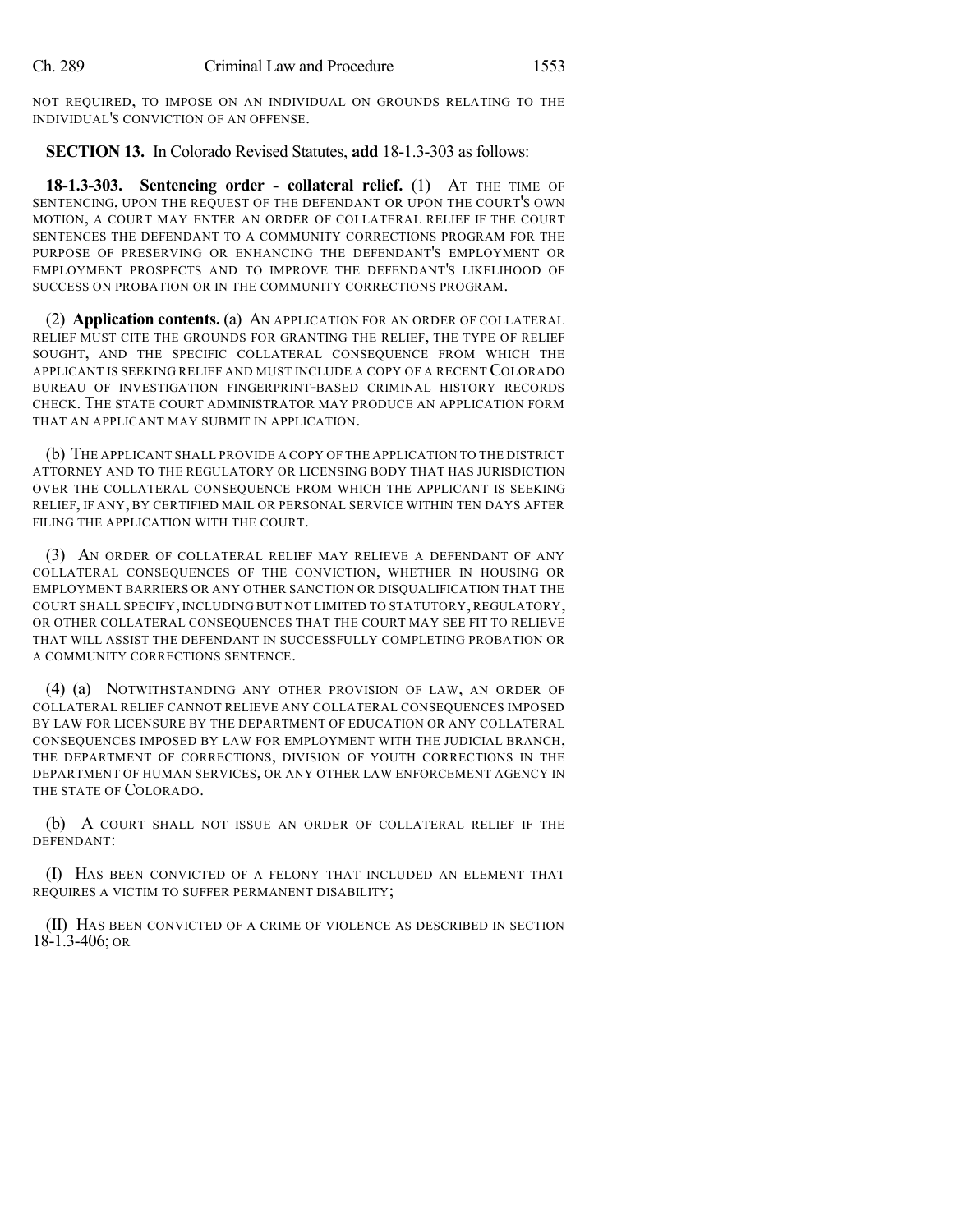NOT REQUIRED, TO IMPOSE ON AN INDIVIDUAL ON GROUNDS RELATING TO THE INDIVIDUAL'S CONVICTION OF AN OFFENSE.

**SECTION 13.** In Colorado Revised Statutes, **add** 18-1.3-303 as follows:

**18-1.3-303. Sentencing order - collateral relief.** (1) AT THE TIME OF SENTENCING, UPON THE REQUEST OF THE DEFENDANT OR UPON THE COURT'S OWN MOTION, A COURT MAY ENTER AN ORDER OF COLLATERAL RELIEF IF THE COURT SENTENCES THE DEFENDANT TO A COMMUNITY CORRECTIONS PROGRAM FOR THE PURPOSE OF PRESERVING OR ENHANCING THE DEFENDANT'S EMPLOYMENT OR EMPLOYMENT PROSPECTS AND TO IMPROVE THE DEFENDANT'S LIKELIHOOD OF SUCCESS ON PROBATION OR IN THE COMMUNITY CORRECTIONS PROGRAM.

(2) **Application contents.** (a) AN APPLICATION FOR AN ORDER OF COLLATERAL RELIEF MUST CITE THE GROUNDS FOR GRANTING THE RELIEF, THE TYPE OF RELIEF SOUGHT, AND THE SPECIFIC COLLATERAL CONSEQUENCE FROM WHICH THE APPLICANT IS SEEKING RELIEF AND MUST INCLUDE A COPY OF A RECENT COLORADO BUREAU OF INVESTIGATION FINGERPRINT-BASED CRIMINAL HISTORY RECORDS CHECK. THE STATE COURT ADMINISTRATOR MAY PRODUCE AN APPLICATION FORM THAT AN APPLICANT MAY SUBMIT IN APPLICATION.

(b) THE APPLICANT SHALL PROVIDE A COPY OF THE APPLICATION TO THE DISTRICT ATTORNEY AND TO THE REGULATORY OR LICENSING BODY THAT HAS JURISDICTION OVER THE COLLATERAL CONSEQUENCE FROM WHICH THE APPLICANT IS SEEKING RELIEF, IF ANY, BY CERTIFIED MAIL OR PERSONAL SERVICE WITHIN TEN DAYS AFTER FILING THE APPLICATION WITH THE COURT.

(3) AN ORDER OF COLLATERAL RELIEF MAY RELIEVE A DEFENDANT OF ANY COLLATERAL CONSEQUENCES OF THE CONVICTION, WHETHER IN HOUSING OR EMPLOYMENT BARRIERS OR ANY OTHER SANCTION OR DISQUALIFICATION THAT THE COURT SHALL SPECIFY, INCLUDING BUT NOT LIMITED TO STATUTORY, REGULATORY, OR OTHER COLLATERAL CONSEQUENCES THAT THE COURT MAY SEE FIT TO RELIEVE THAT WILL ASSIST THE DEFENDANT IN SUCCESSFULLY COMPLETING PROBATION OR A COMMUNITY CORRECTIONS SENTENCE.

(4) (a) NOTWITHSTANDING ANY OTHER PROVISION OF LAW, AN ORDER OF COLLATERAL RELIEF CANNOT RELIEVE ANY COLLATERAL CONSEQUENCES IMPOSED BY LAW FOR LICENSURE BY THE DEPARTMENT OF EDUCATION OR ANY COLLATERAL CONSEQUENCES IMPOSED BY LAW FOR EMPLOYMENT WITH THE JUDICIAL BRANCH, THE DEPARTMENT OF CORRECTIONS, DIVISION OF YOUTH CORRECTIONS IN THE DEPARTMENT OF HUMAN SERVICES, OR ANY OTHER LAW ENFORCEMENT AGENCY IN THE STATE OF COLORADO.

(b) A COURT SHALL NOT ISSUE AN ORDER OF COLLATERAL RELIEF IF THE DEFENDANT:

(I) HAS BEEN CONVICTED OF A FELONY THAT INCLUDED AN ELEMENT THAT REQUIRES A VICTIM TO SUFFER PERMANENT DISABILITY;

(II) HAS BEEN CONVICTED OF A CRIME OF VIOLENCE AS DESCRIBED IN SECTION 18-1.3-406; OR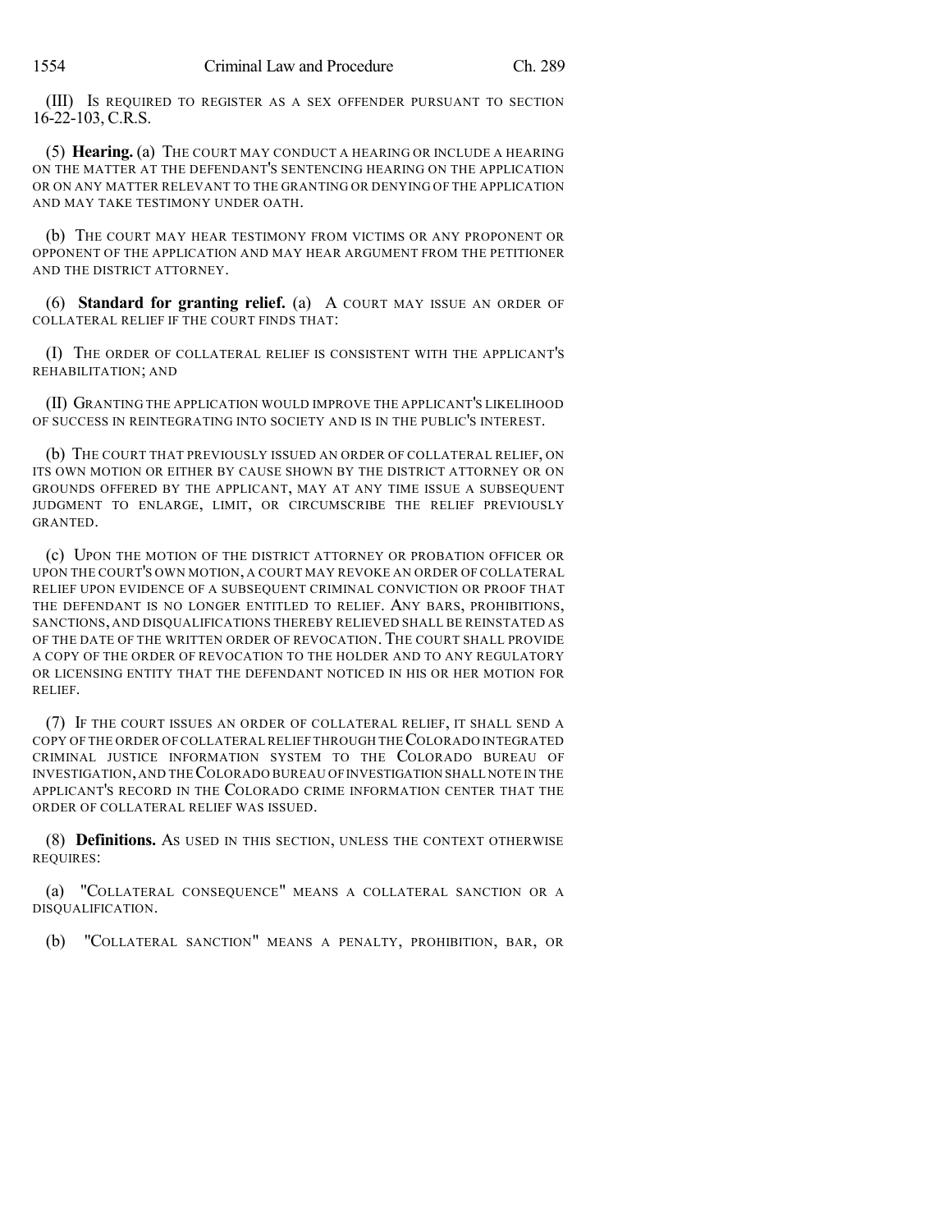(III) IS REQUIRED TO REGISTER AS A SEX OFFENDER PURSUANT TO SECTION 16-22-103, C.R.S.

(5) **Hearing.** (a) THE COURT MAY CONDUCT A HEARING OR INCLUDE A HEARING ON THE MATTER AT THE DEFENDANT'S SENTENCING HEARING ON THE APPLICATION OR ON ANY MATTER RELEVANT TO THE GRANTING OR DENYING OF THE APPLICATION AND MAY TAKE TESTIMONY UNDER OATH.

(b) THE COURT MAY HEAR TESTIMONY FROM VICTIMS OR ANY PROPONENT OR OPPONENT OF THE APPLICATION AND MAY HEAR ARGUMENT FROM THE PETITIONER AND THE DISTRICT ATTORNEY.

(6) **Standard for granting relief.** (a) A COURT MAY ISSUE AN ORDER OF COLLATERAL RELIEF IF THE COURT FINDS THAT:

(I) THE ORDER OF COLLATERAL RELIEF IS CONSISTENT WITH THE APPLICANT'S REHABILITATION; AND

(II) GRANTING THE APPLICATION WOULD IMPROVE THE APPLICANT'S LIKELIHOOD OF SUCCESS IN REINTEGRATING INTO SOCIETY AND IS IN THE PUBLIC'S INTEREST.

(b) THE COURT THAT PREVIOUSLY ISSUED AN ORDER OF COLLATERAL RELIEF, ON ITS OWN MOTION OR EITHER BY CAUSE SHOWN BY THE DISTRICT ATTORNEY OR ON GROUNDS OFFERED BY THE APPLICANT, MAY AT ANY TIME ISSUE A SUBSEQUENT JUDGMENT TO ENLARGE, LIMIT, OR CIRCUMSCRIBE THE RELIEF PREVIOUSLY GRANTED.

(c) UPON THE MOTION OF THE DISTRICT ATTORNEY OR PROBATION OFFICER OR UPON THE COURT'S OWN MOTION, A COURT MAY REVOKE AN ORDER OF COLLATERAL RELIEF UPON EVIDENCE OF A SUBSEQUENT CRIMINAL CONVICTION OR PROOF THAT THE DEFENDANT IS NO LONGER ENTITLED TO RELIEF. ANY BARS, PROHIBITIONS, SANCTIONS, AND DISQUALIFICATIONS THEREBY RELIEVED SHALL BE REINSTATED AS OF THE DATE OF THE WRITTEN ORDER OF REVOCATION. THE COURT SHALL PROVIDE A COPY OF THE ORDER OF REVOCATION TO THE HOLDER AND TO ANY REGULATORY OR LICENSING ENTITY THAT THE DEFENDANT NOTICED IN HIS OR HER MOTION FOR RELIEF.

(7) IF THE COURT ISSUES AN ORDER OF COLLATERAL RELIEF, IT SHALL SEND A COPY OF THE ORDER OF COLLATERAL RELIEF THROUGH THE COLORADO INTEGRATED CRIMINAL JUSTICE INFORMATION SYSTEM TO THE COLORADO BUREAU OF INVESTIGATION, AND THE COLORADO BUREAU OF INVESTIGATION SHALL NOTE IN THE APPLICANT'S RECORD IN THE COLORADO CRIME INFORMATION CENTER THAT THE ORDER OF COLLATERAL RELIEF WAS ISSUED.

(8) **Definitions.** AS USED IN THIS SECTION, UNLESS THE CONTEXT OTHERWISE REQUIRES:

(a) "COLLATERAL CONSEQUENCE" MEANS A COLLATERAL SANCTION OR A DISQUALIFICATION.

(b) "COLLATERAL SANCTION" MEANS A PENALTY, PROHIBITION, BAR, OR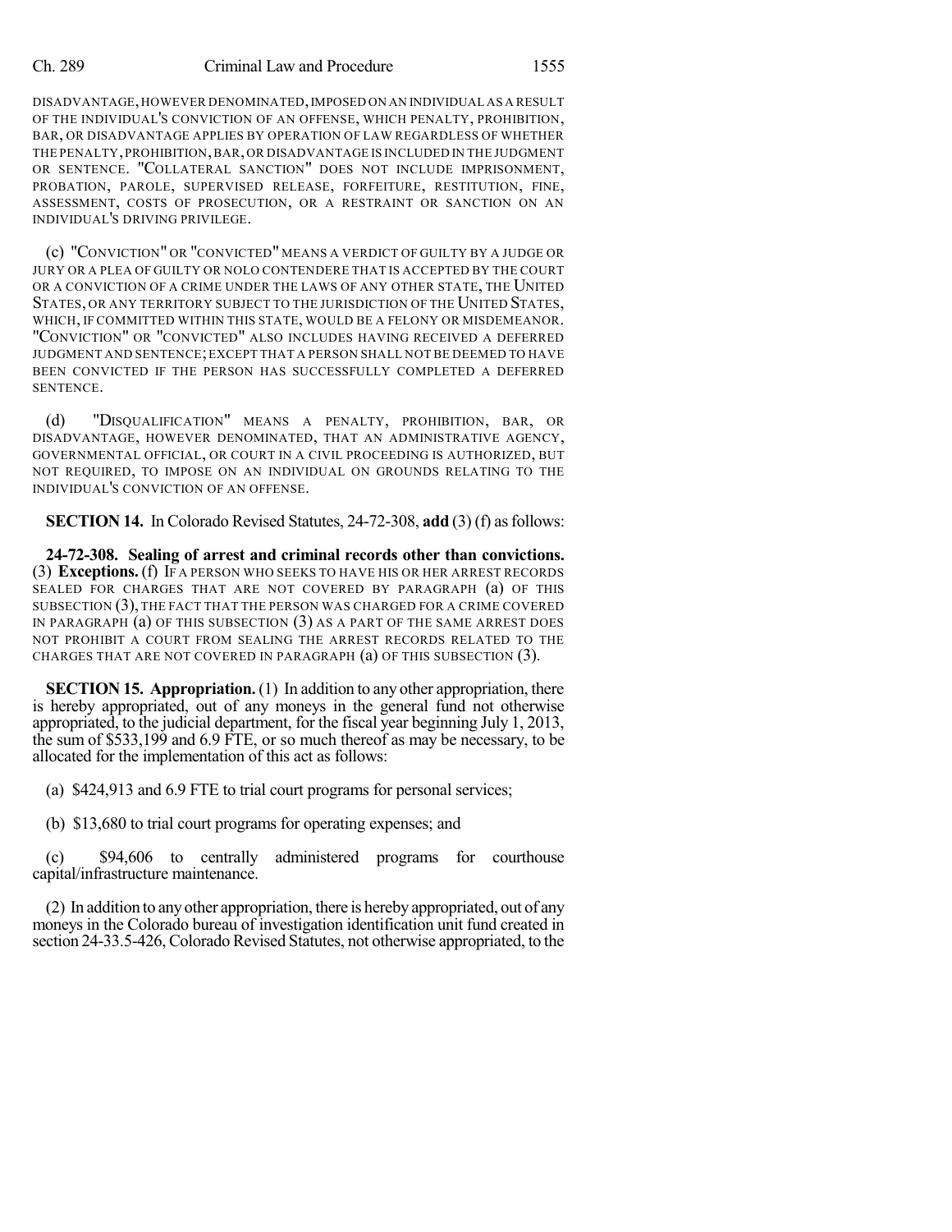DISADVANTAGE, HOWEVER DENOMINATED, IMPOSED ON AN INDIVIDUAL AS A RESULT OF THE INDIVIDUAL'S CONVICTION OF AN OFFENSE, WHICH PENALTY, PROHIBITION, BAR, OR DISADVANTAGE APPLIES BY OPERATION OF LAW REGARDLESS OF WHETHER THE PENALTY, PROHIBITION, BAR, OR DISADVANTAGE IS INCLUDED IN THE JUDGMENT OR SENTENCE. "COLLATERAL SANCTION" DOES NOT INCLUDE IMPRISONMENT, PROBATION, PAROLE, SUPERVISED RELEASE, FORFEITURE, RESTITUTION, FINE, ASSESSMENT, COSTS OF PROSECUTION, OR A RESTRAINT OR SANCTION ON AN INDIVIDUAL'S DRIVING PRIVILEGE.

(c) "CONVICTION" OR "CONVICTED" MEANS A VERDICT OF GUILTY BY A JUDGE OR JURY OR A PLEA OF GUILTY OR NOLO CONTENDERE THAT IS ACCEPTED BY THE COURT OR A CONVICTION OF A CRIME UNDER THE LAWS OF ANY OTHER STATE, THE UNITED STATES, OR ANY TERRITORY SUBJECT TO THE JURISDICTION OF THE UNITED STATES, WHICH, IF COMMITTED WITHIN THIS STATE, WOULD BE A FELONY OR MISDEMEANOR. "CONVICTION" OR "CONVICTED" ALSO INCLUDES HAVING RECEIVED A DEFERRED JUDGMENT AND SENTENCE; EXCEPT THAT A PERSON SHALL NOT BE DEEMED TO HAVE BEEN CONVICTED IF THE PERSON HAS SUCCESSFULLY COMPLETED A DEFERRED SENTENCE.

(d) "DISQUALIFICATION" MEANS A PENALTY, PROHIBITION, BAR, OR DISADVANTAGE, HOWEVER DENOMINATED, THAT AN ADMINISTRATIVE AGENCY, GOVERNMENTAL OFFICIAL, OR COURT IN A CIVIL PROCEEDING IS AUTHORIZED, BUT NOT REQUIRED, TO IMPOSE ON AN INDIVIDUAL ON GROUNDS RELATING TO THE INDIVIDUAL'S CONVICTION OF AN OFFENSE.

**SECTION 14.** In Colorado Revised Statutes, 24-72-308, **add** (3) (f) as follows:

**24-72-308. Sealing of arrest and criminal records other than convictions.** (3) **Exceptions.** (f) IF A PERSON WHO SEEKS TO HAVE HIS OR HER ARREST RECORDS SEALED FOR CHARGES THAT ARE NOT COVERED BY PARAGRAPH (a) OF THIS SUBSECTION (3), THE FACT THAT THE PERSON WAS CHARGED FOR A CRIME COVERED IN PARAGRAPH (a) OF THIS SUBSECTION (3) AS A PART OF THE SAME ARREST DOES NOT PROHIBIT A COURT FROM SEALING THE ARREST RECORDS RELATED TO THE CHARGES THAT ARE NOT COVERED IN PARAGRAPH (a) OF THIS SUBSECTION (3).

**SECTION 15. Appropriation.** (1) In addition to any other appropriation, there is hereby appropriated, out of any moneys in the general fund not otherwise appropriated, to the judicial department, for the fiscal year beginning July 1, 2013, the sum of $533,199 and 6.9 FTE, or so much thereof as may be necessary, to be allocated for the implementation of this act as follows:

(a) $424,913 and 6.9 FTE to trial court programs for personal services;

(b) $13,680 to trial court programs for operating expenses; and

(c) $94,606 to centrally administered programs for courthouse capital/infrastructure maintenance.

(2) In addition to any other appropriation, there is hereby appropriated, out of any moneys in the Colorado bureau of investigation identification unit fund created in section 24-33.5-426, Colorado Revised Statutes, not otherwise appropriated, to the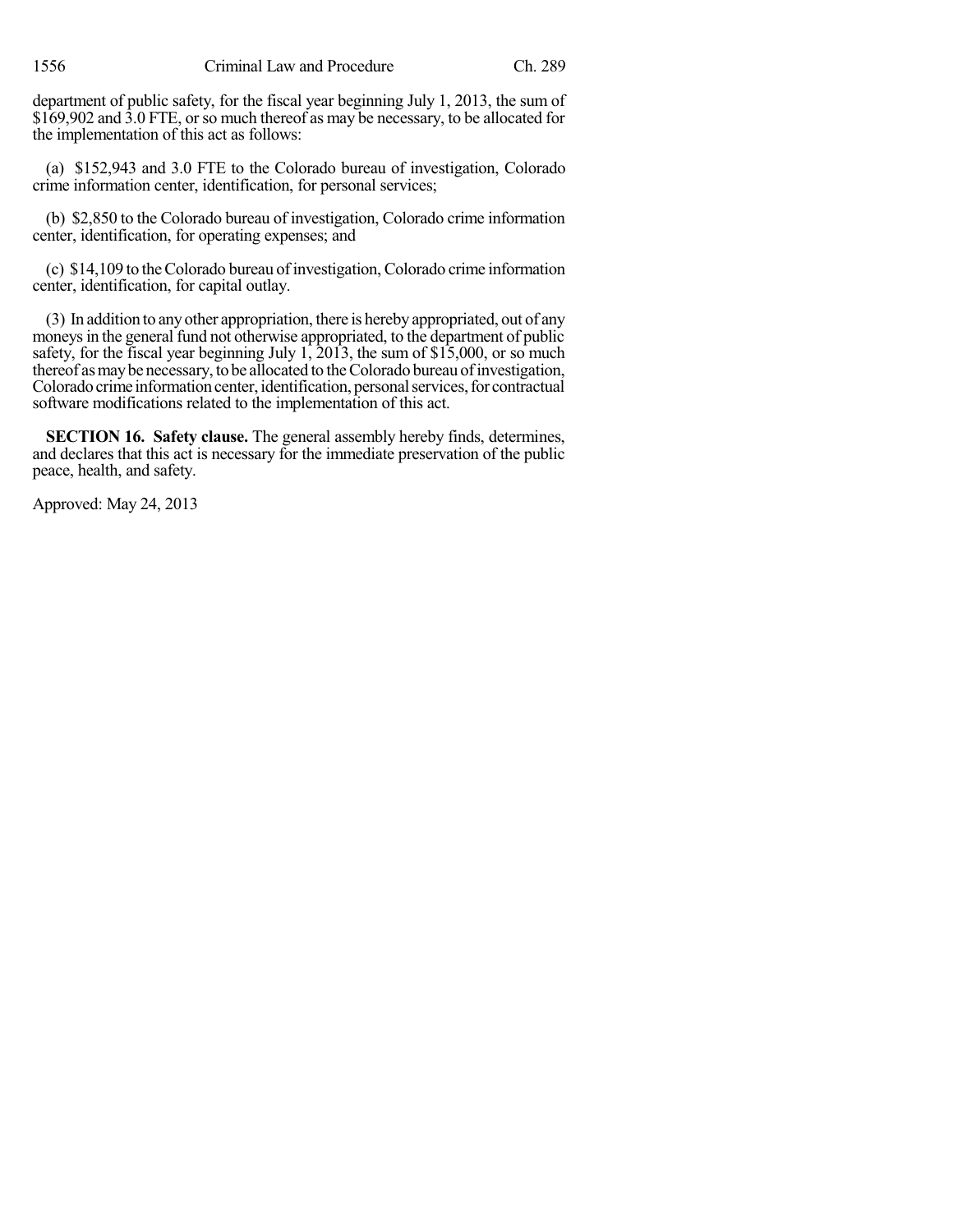department of public safety, for the fiscal year beginning July 1, 2013, the sum of $169,902 and 3.0 FTE, or so much thereof as may be necessary, to be allocated for the implementation of this act as follows:

(a) $152,943 and 3.0 FTE to the Colorado bureau of investigation, Colorado crime information center, identification, for personal services;

(b) $2,850 to the Colorado bureau of investigation, Colorado crime information center, identification, for operating expenses; and

(c) $14,109 to the Colorado bureau of investigation, Colorado crime information center, identification, for capital outlay.

(3) In addition to any other appropriation, there is hereby appropriated, out of any moneys in the general fund not otherwise appropriated, to the department of public safety, for the fiscal year beginning July 1, 2013, the sum of $15,000, or so much thereof as may be necessary, to be allocated to the Colorado bureau of investigation, Colorado crime information center, identification, personal services, for contractual software modifications related to the implementation of this act.

**SECTION 16. Safety clause.** The general assembly hereby finds, determines, and declares that this act is necessary for the immediate preservation of the public peace, health, and safety.

Approved: May 24, 2013